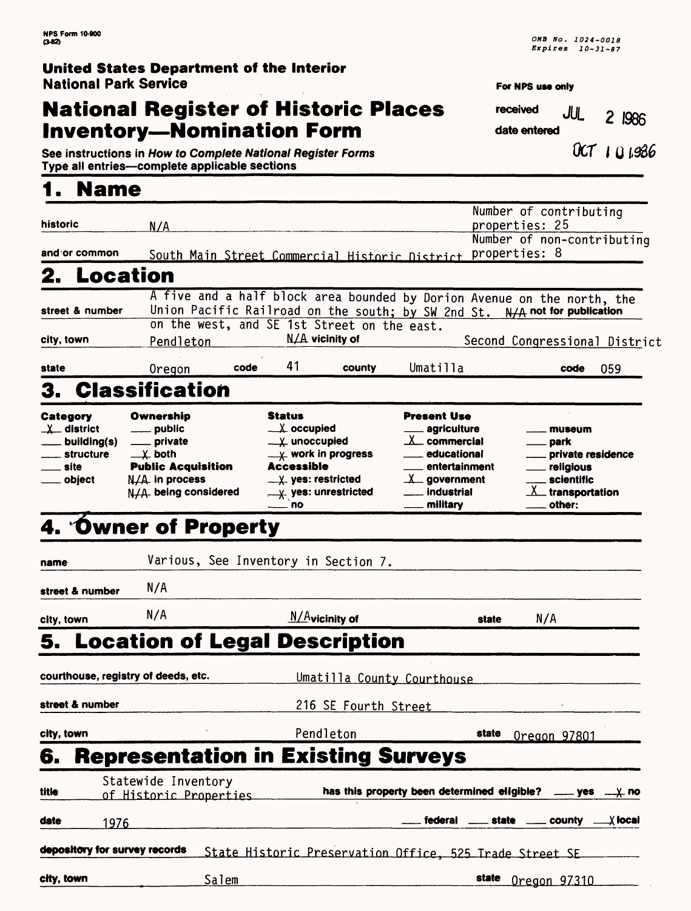NPS Form 10-900
(3-82)

OMB No. 1024-0018
Expires 10-31-87

**United States Department of the Interior**
**National Park Service**

# National Register of Historic Places Inventory—Nomination Form

For NPS use only

received JUL 2 1986

date entered OCT 10 1986

See instructions in *How to Complete National Register Forms*
Type all entries—complete applicable sections

## 1. Name

historic N/A

and/or common South Main Street Commercial Historic District

Number of contributing properties: 25
Number of non-contributing properties: 8

## 2. Location

street & number A five and a half block area bounded by Dorion Avenue on the north, the Union Pacific Railroad on the south; by SW 2nd St. on the west, and SE 1st Street on the east. N/A not for publication

city, town Pendleton N/A vicinity of Second Congressional District

state Oregon code 41 county Umatilla code 059

## 3. Classification

| Category | Ownership | Status | Present Use | |
|---|---|---|---|---|
| X district | ___ public | X occupied | ___ agriculture | ___ museum |
| ___ building(s) | ___ private | X unoccupied | X commercial | ___ park |
| ___ structure | X both | X work in progress | ___ educational | ___ private residence |
| ___ site | **Public Acquisition** | **Accessible** | ___ entertainment | ___ religious |
| ___ object | N/A in process | X yes: restricted | X government | ___ scientific |
| | N/A being considered | X yes: unrestricted | ___ industrial | X transportation |
| | | ___ no | ___ military | ___ other: |

## 4. Owner of Property

name Various, See Inventory in Section 7.

street & number N/A

city, town N/A N/A vicinity of state N/A

## 5. Location of Legal Description

courthouse, registry of deeds, etc. Umatilla County Courthouse

street & number 216 SE Fourth Street

city, town Pendleton state Oregon 97801

## 6. Representation in Existing Surveys

title Statewide Inventory of Historic Properties has this property been determined eligible? ___ yes X no

date 1976 ___ federal ___ state ___ county X local

depository for survey records State Historic Preservation Office, 525 Trade Street SE

city, town Salem state Oregon 97310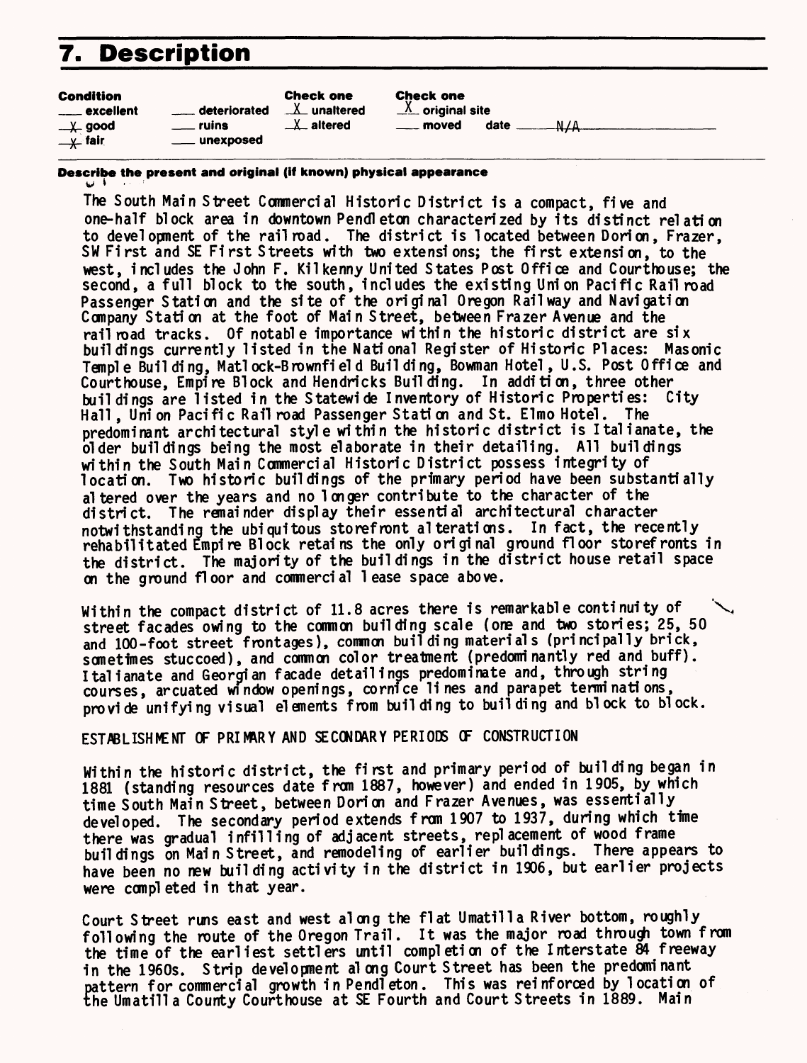# 7. Description

| Condition | | Check one | Check one |
|---|---|---|---|
| ___ excellent | ___ deteriorated | X unaltered | X original site |
| X good | ___ ruins | X altered | ___ moved date N/A |
| X fair | ___ unexposed | | |

**Describe the present and original (if known) physical appearance**

The South Main Street Commercial Historic District is a compact, five and one-half block area in downtown Pendleton characterized by its distinct relation to development of the railroad. The district is located between Dorion, Frazer, SW First and SE First Streets with two extensions; the first extension, to the west, includes the John F. Kilkenny United States Post Office and Courthouse; the second, a full block to the south, includes the existing Union Pacific Railroad Passenger Station and the site of the original Oregon Railway and Navigation Company Station at the foot of Main Street, between Frazer Avenue and the railroad tracks. Of notable importance within the historic district are six buildings currently listed in the National Register of Historic Places: Masonic Temple Building, Matlock-Brownfield Building, Bowman Hotel, U.S. Post Office and Courthouse, Empire Block and Hendricks Building. In addition, three other buildings are listed in the Statewide Inventory of Historic Properties: City Hall, Union Pacific Railroad Passenger Station and St. Elmo Hotel. The predominant architectural style within the historic district is Italianate, the older buildings being the most elaborate in their detailing. All buildings within the South Main Commercial Historic District possess integrity of location. Two historic buildings of the primary period have been substantially altered over the years and no longer contribute to the character of the district. The remainder display their essential architectural character notwithstanding the ubiquitous storefront alterations. In fact, the recently rehabilitated Empire Block retains the only original ground floor storefronts in the district. The majority of the buildings in the district house retail space on the ground floor and commercial lease space above.

Within the compact district of 11.8 acres there is remarkable continuity of street facades owing to the common building scale (one and two stories; 25, 50 and 100-foot street frontages), common building materials (principally brick, sometimes stuccoed), and common color treatment (predominantly red and buff). Italianate and Georgian facade detailings predominate and, through string courses, arcuated window openings, cornice lines and parapet terminations, provide unifying visual elements from building to building and block to block.

ESTABLISHMENT OF PRIMARY AND SECONDARY PERIODS OF CONSTRUCTION

Within the historic district, the first and primary period of building began in 1881 (standing resources date from 1887, however) and ended in 1905, by which time South Main Street, between Dorion and Frazer Avenues, was essentially developed. The secondary period extends from 1907 to 1937, during which time there was gradual infilling of adjacent streets, replacement of wood frame buildings on Main Street, and remodeling of earlier buildings. There appears to have been no new building activity in the district in 1906, but earlier projects were completed in that year.

Court Street runs east and west along the flat Umatilla River bottom, roughly following the route of the Oregon Trail. It was the major road through town from the time of the earliest settlers until completion of the Interstate 84 freeway in the 1960s. Strip development along Court Street has been the predominant pattern for commercial growth in Pendleton. This was reinforced by location of the Umatilla County Courthouse at SE Fourth and Court Streets in 1889. Main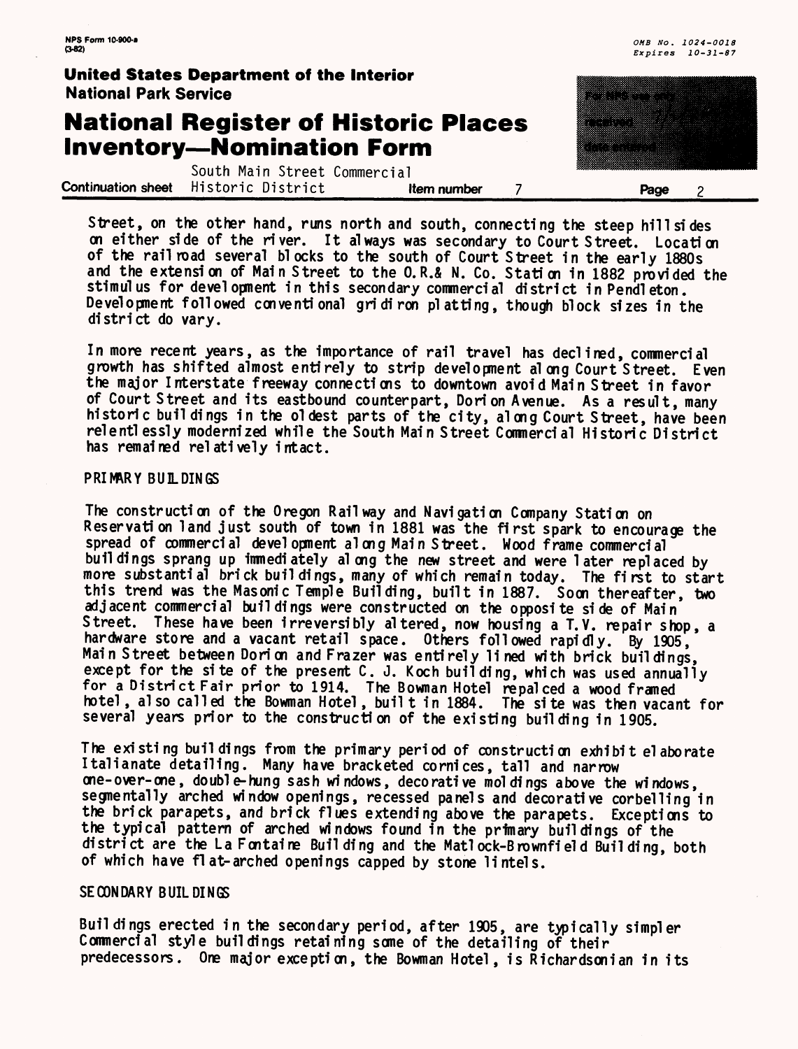Street, on the other hand, runs north and south, connecting the steep hillsides on either side of the river. It always was secondary to Court Street. Location of the railroad several blocks to the south of Court Street in the early 1880s and the extension of Main Street to the O.R.& N. Co. Station in 1882 provided the stimulus for development in this secondary commercial district in Pendleton. Development followed conventional gridiron platting, though block sizes in the district do vary.

In more recent years, as the importance of rail travel has declined, commercial growth has shifted almost entirely to strip development along Court Street. Even the major Interstate freeway connections to downtown avoid Main Street in favor of Court Street and its eastbound counterpart, Dorion Avenue. As a result, many historic buildings in the oldest parts of the city, along Court Street, have been relentlessly modernized while the South Main Street Commercial Historic District has remained relatively intact.

## PRIMARY BUILDINGS

The construction of the Oregon Railway and Navigation Company Station on Reservation land just south of town in 1881 was the first spark to encourage the spread of commercial development along Main Street. Wood frame commercial buildings sprang up immediately along the new street and were later replaced by more substantial brick buildings, many of which remain today. The first to start this trend was the Masonic Temple Building, built in 1887. Soon thereafter, two adjacent commercial buildings were constructed on the opposite side of Main Street. These have been irreversibly altered, now housing a T.V. repair shop, a hardware store and a vacant retail space. Others followed rapidly. By 1905, Main Street between Dorion and Frazer was entirely lined with brick buildings, except for the site of the present C. J. Koch building, which was used annually for a District Fair prior to 1914. The Bowman Hotel repalced a wood framed hotel, also called the Bowman Hotel, built in 1884. The site was then vacant for several years prior to the construction of the existing building in 1905.

The existing buildings from the primary period of construction exhibit elaborate Italianate detailing. Many have bracketed cornices, tall and narrow one-over-one, double-hung sash windows, decorative moldings above the windows, segmentally arched window openings, recessed panels and decorative corbelling in the brick parapets, and brick flues extending above the parapets. Exceptions to the typical pattern of arched windows found in the primary buildings of the district are the La Fontaine Building and the Matlock-Brownfield Building, both of which have flat-arched openings capped by stone lintels.

## SECONDARY BUILDINGS

Buildings erected in the secondary period, after 1905, are typically simpler Commercial style buildings retaining some of the detailing of their predecessors. One major exception, the Bowman Hotel, is Richardsonian in its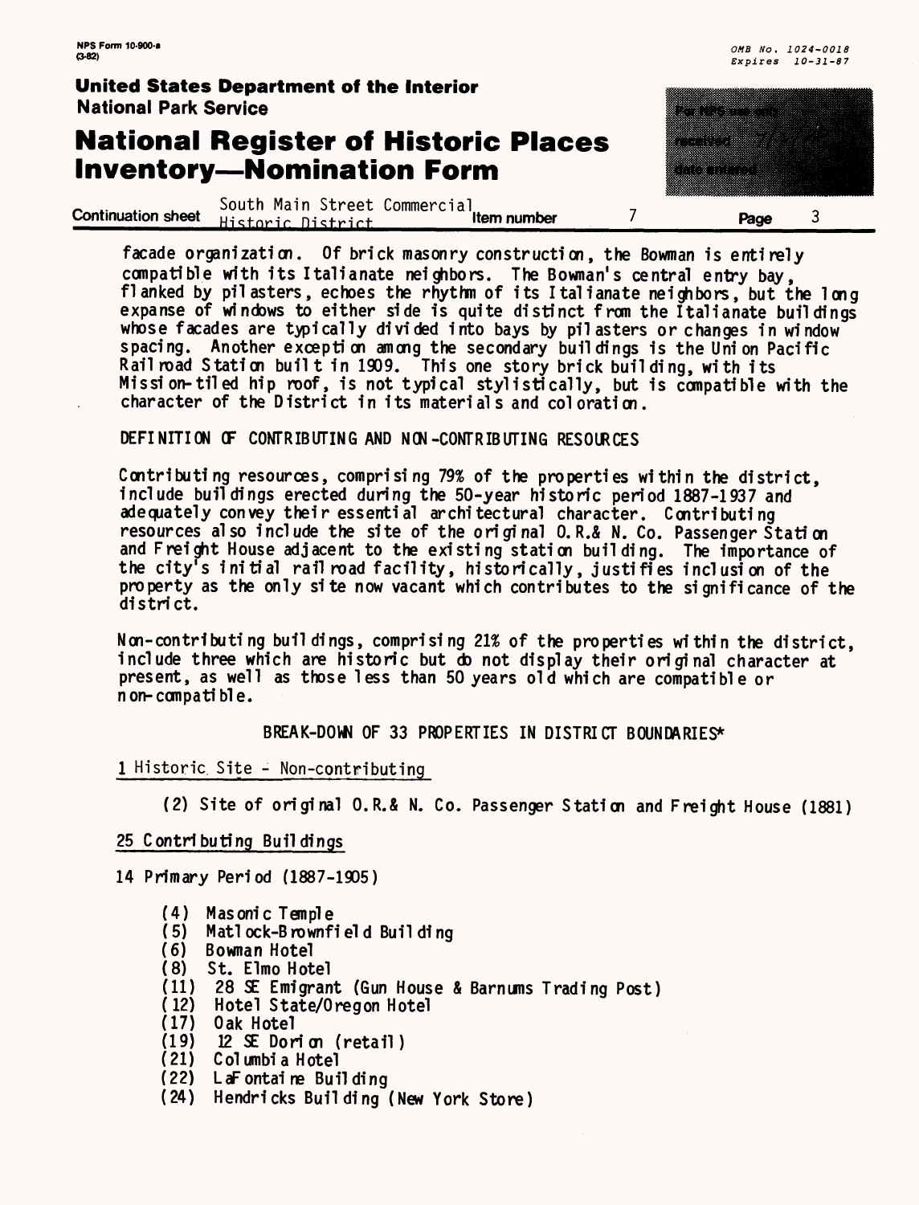facade organization. Of brick masonry construction, the Bowman is entirely compatible with its Italianate neighbors. The Bowman's central entry bay, flanked by pilasters, echoes the rhythm of its Italianate neighbors, but the long expanse of windows to either side is quite distinct from the Italianate buildings whose facades are typically divided into bays by pilasters or changes in window spacing. Another exception among the secondary buildings is the Union Pacific Railroad Station built in 1909. This one story brick building, with its Mission-tiled hip roof, is not typical stylistically, but is compatible with the character of the District in its materials and coloration.

DEFINITION OF CONTRIBUTING AND NON-CONTRIBUTING RESOURCES

Contributing resources, comprising 79% of the properties within the district, include buildings erected during the 50-year historic period 1887-1937 and adequately convey their essential architectural character. Contributing resources also include the site of the original O.R.& N. Co. Passenger Station and Freight House adjacent to the existing station building. The importance of the city's initial railroad facility, historically, justifies inclusion of the property as the only site now vacant which contributes to the significance of the district.

Non-contributing buildings, comprising 21% of the properties within the district, include three which are historic but do not display their original character at present, as well as those less than 50 years old which are compatible or non-compatible.

BREAK-DOWN OF 33 PROPERTIES IN DISTRICT BOUNDARIES*

1 Historic Site - Non-contributing

(2) Site of original O.R.& N. Co. Passenger Station and Freight House (1881)

25 Contributing Buildings

14 Primary Period (1887-1905)

- (4) Masonic Temple
- (5) Matlock-Brownfield Building
- (6) Bowman Hotel
- (8) St. Elmo Hotel
- (11) 28 SE Emigrant (Gun House & Barnums Trading Post)
- (12) Hotel State/Oregon Hotel
- (17) Oak Hotel
- (19) 12 SE Dorion (retail)
- (21) Columbia Hotel
- (22) LaFontaine Building
- (24) Hendricks Building (New York Store)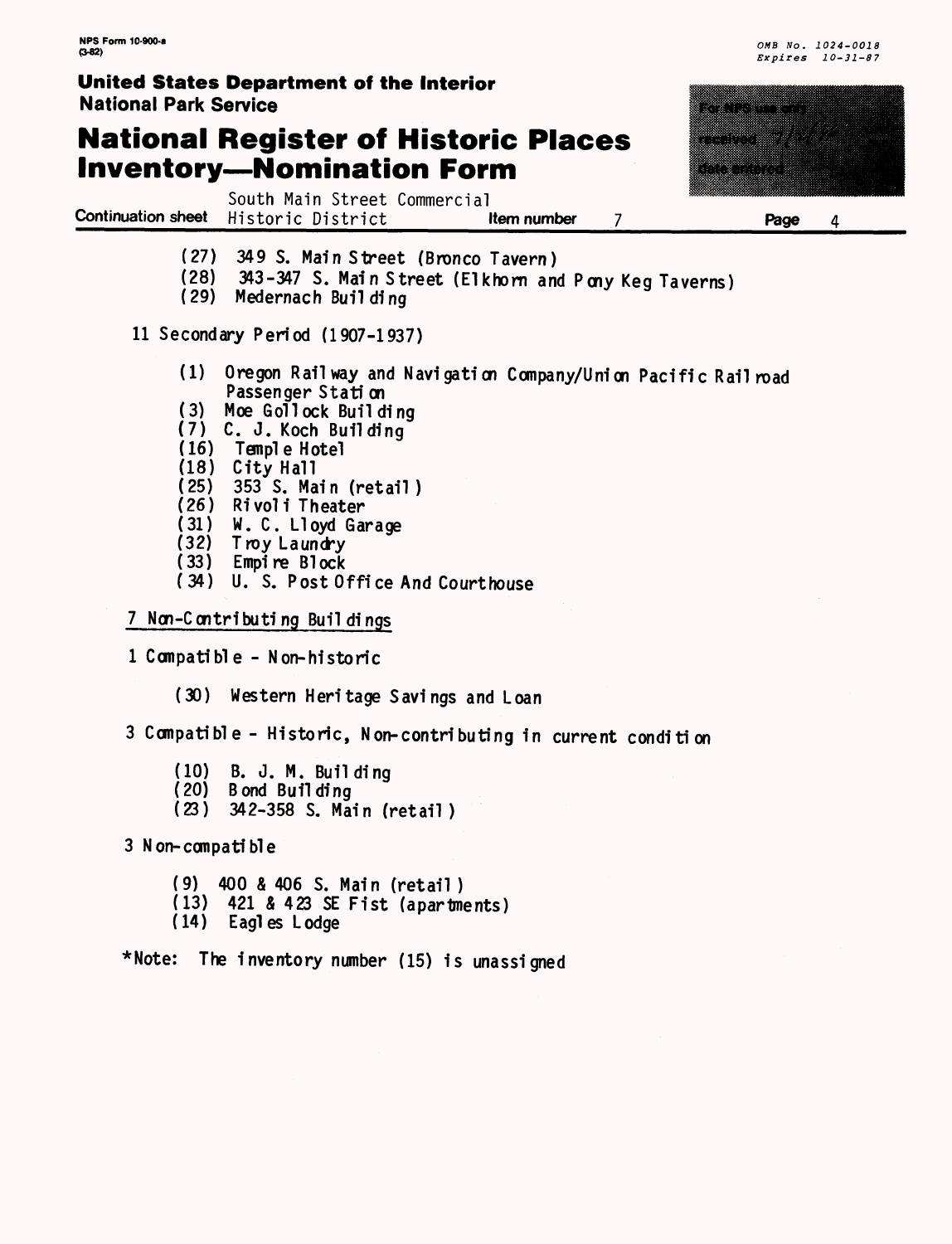(27) 349 S. Main Street (Bronco Tavern)
(28) 343-347 S. Main Street (Elkhorn and Pony Keg Taverns)
(29) Medernach Building

11 Secondary Period (1907-1937)

(1) Oregon Railway and Navigation Company/Union Pacific Railroad Passenger Station
(3) Moe Gollock Building
(7) C. J. Koch Building
(16) Temple Hotel
(18) City Hall
(25) 353 S. Main (retail)
(26) Rivoli Theater
(31) W. C. Lloyd Garage
(32) Troy Laundry
(33) Empire Block
(34) U. S. Post Office And Courthouse

7 Non-Contributing Buildings

1 Compatible - Non-historic

(30) Western Heritage Savings and Loan

3 Compatible - Historic, Non-contributing in current condition

(10) B. J. M. Building
(20) Bond Building
(23) 342-358 S. Main (retail)

3 Non-compatible

(9) 400 & 406 S. Main (retail)
(13) 421 & 423 SE Fist (apartments)
(14) Eagles Lodge

*Note: The inventory number (15) is unassigned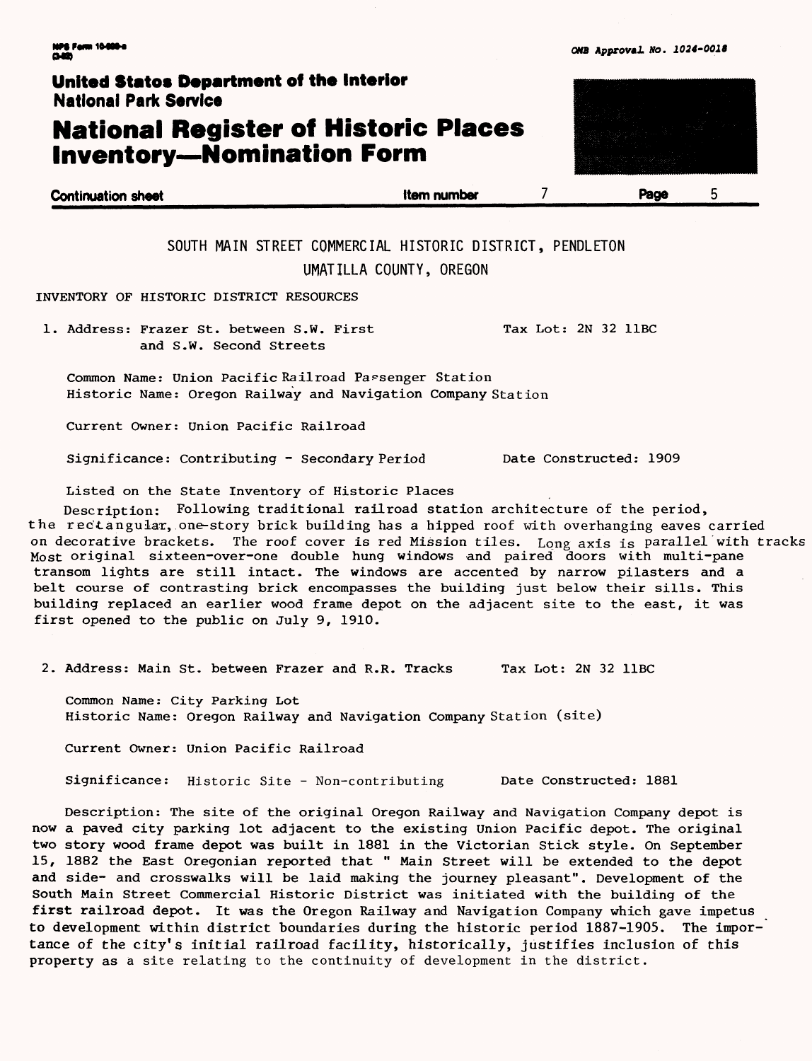**United States Department of the Interior**
**National Park Service**

# National Register of Historic Places Inventory—Nomination Form

**Continuation sheet** | **Item number** 7 | **Page** 5

SOUTH MAIN STREET COMMERCIAL HISTORIC DISTRICT, PENDLETON
UMATILLA COUNTY, OREGON

INVENTORY OF HISTORIC DISTRICT RESOURCES

1. Address: Frazer St. between S.W. First and S.W. Second Streets — Tax Lot: 2N 32 11BC

   Common Name: Union Pacific Railroad Passenger Station
   Historic Name: Oregon Railway and Navigation Company Station

   Current Owner: Union Pacific Railroad

   Significance: Contributing - Secondary Period — Date Constructed: 1909

   Listed on the State Inventory of Historic Places

   Description: Following traditional railroad station architecture of the period, the rectangular, one-story brick building has a hipped roof with overhanging eaves carried on decorative brackets. The roof cover is red Mission tiles. Long axis is parallel with tracks Most original sixteen-over-one double hung windows and paired doors with multi-pane transom lights are still intact. The windows are accented by narrow pilasters and a belt course of contrasting brick encompasses the building just below their sills. This building replaced an earlier wood frame depot on the adjacent site to the east, it was first opened to the public on July 9, 1910.

2. Address: Main St. between Frazer and R.R. Tracks — Tax Lot: 2N 32 11BC

   Common Name: City Parking Lot
   Historic Name: Oregon Railway and Navigation Company Station (site)

   Current Owner: Union Pacific Railroad

   Significance: Historic Site - Non-contributing — Date Constructed: 1881

   Description: The site of the original Oregon Railway and Navigation Company depot is now a paved city parking lot adjacent to the existing Union Pacific depot. The original two story wood frame depot was built in 1881 in the Victorian Stick style. On September 15, 1882 the East Oregonian reported that " Main Street will be extended to the depot and side- and crosswalks will be laid making the journey pleasant". Development of the South Main Street Commercial Historic District was initiated with the building of the first railroad depot. It was the Oregon Railway and Navigation Company which gave impetus to development within district boundaries during the historic period 1887-1905. The importance of the city's initial railroad facility, historically, justifies inclusion of this property as a site relating to the continuity of development in the district.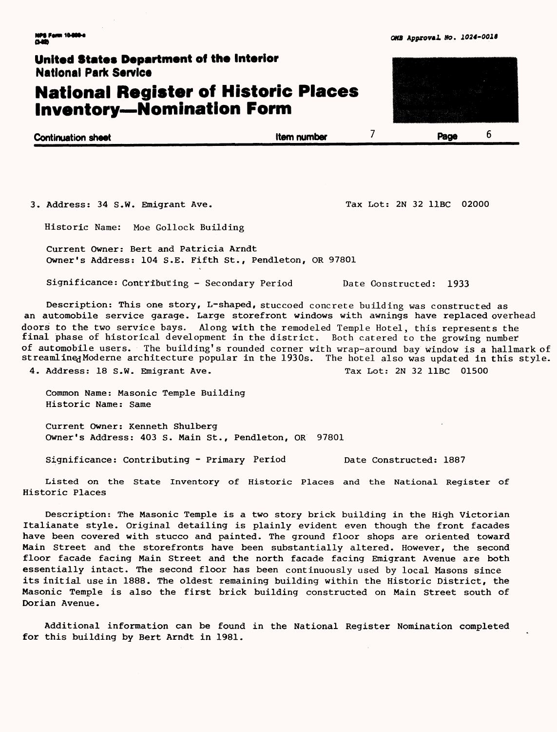NPS Form 10-900-a (3-82)

OMB Approval No. 1024-0018

**United States Department of the Interior**
**National Park Service**

# National Register of Historic Places Inventory—Nomination Form

**Continuation sheet** — **Item number** 7 — **Page** 6

3. Address: 34 S.W. Emigrant Ave. — Tax Lot: 2N 32 11BC 02000

Historic Name: Moe Gollock Building

Current Owner: Bert and Patricia Arndt
Owner's Address: 104 S.E. Fifth St., Pendleton, OR 97801

Significance: Contributing - Secondary Period — Date Constructed: 1933

Description: This one story, L-shaped, stuccoed concrete building was constructed as an automobile service garage. Large storefront windows with awnings have replaced overhead doors to the two service bays. Along with the remodeled Temple Hotel, this represents the final phase of historical development in the district. Both catered to the growing number of automobile users. The building's rounded corner with wrap-around bay window is a hallmark of streamlined Moderne architecture popular in the 1930s. The hotel also was updated in this style.

4. Address: 18 S.W. Emigrant Ave. — Tax Lot: 2N 32 11BC 01500

Common Name: Masonic Temple Building
Historic Name: Same

Current Owner: Kenneth Shulberg
Owner's Address: 403 S. Main St., Pendleton, OR 97801

Significance: Contributing - Primary Period — Date Constructed: 1887

Listed on the State Inventory of Historic Places and the National Register of Historic Places

Description: The Masonic Temple is a two story brick building in the High Victorian Italianate style. Original detailing is plainly evident even though the front facades have been covered with stucco and painted. The ground floor shops are oriented toward Main Street and the storefronts have been substantially altered. However, the second floor facade facing Main Street and the north facade facing Emigrant Avenue are both essentially intact. The second floor has been continuously used by local Masons since its initial use in 1888. The oldest remaining building within the Historic District, the Masonic Temple is also the first brick building constructed on Main Street south of Dorian Avenue.

Additional information can be found in the National Register Nomination completed for this building by Bert Arndt in 1981.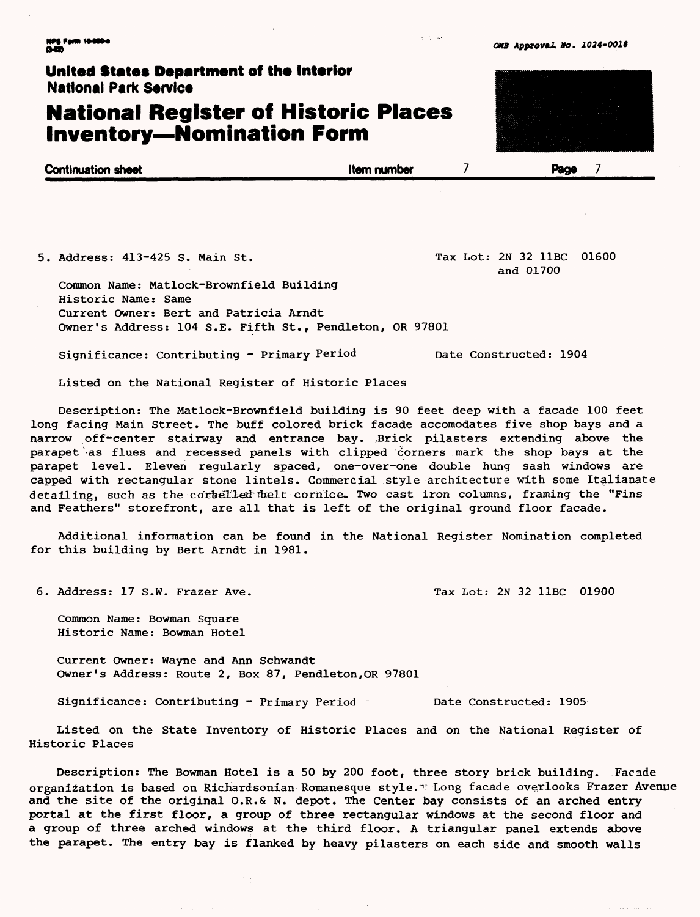NPS Form 10-900-a (3-82)

OMB Approval No. 1024-0018

**United States Department of the Interior**
**National Park Service**

# National Register of Historic Places Inventory—Nomination Form

**Continuation sheet** | **Item number** 7 | **Page** 7

5. Address: 413-425 S. Main St. — Tax Lot: 2N 32 11BC 01600 and 01700

Common Name: Matlock-Brownfield Building
Historic Name: Same
Current Owner: Bert and Patricia Arndt
Owner's Address: 104 S.E. Fifth St., Pendleton, OR 97801

Significance: Contributing - Primary Period — Date Constructed: 1904

Listed on the National Register of Historic Places

Description: The Matlock-Brownfield building is 90 feet deep with a facade 100 feet long facing Main Street. The buff colored brick facade accomodates five shop bays and a narrow off-center stairway and entrance bay. Brick pilasters extending above the parapet as flues and recessed panels with clipped corners mark the shop bays at the parapet level. Eleven regularly spaced, one-over-one double hung sash windows are capped with rectangular stone lintels. Commercial style architecture with some Italianate detailing, such as the corbelled belt cornice. Two cast iron columns, framing the "Fins and Feathers" storefront, are all that is left of the original ground floor facade.

Additional information can be found in the National Register Nomination completed for this building by Bert Arndt in 1981.

6. Address: 17 S.W. Frazer Ave. — Tax Lot: 2N 32 11BC 01900

Common Name: Bowman Square
Historic Name: Bowman Hotel

Current Owner: Wayne and Ann Schwandt
Owner's Address: Route 2, Box 87, Pendleton,OR 97801

Significance: Contributing - Primary Period — Date Constructed: 1905

Listed on the State Inventory of Historic Places and on the National Register of Historic Places

Description: The Bowman Hotel is a 50 by 200 foot, three story brick building. Facade organization is based on Richardsonian Romanesque style. Long facade overlooks Frazer Avenue and the site of the original O.R.& N. depot. The Center bay consists of an arched entry portal at the first floor, a group of three rectangular windows at the second floor and a group of three arched windows at the third floor. A triangular panel extends above the parapet. The entry bay is flanked by heavy pilasters on each side and smooth walls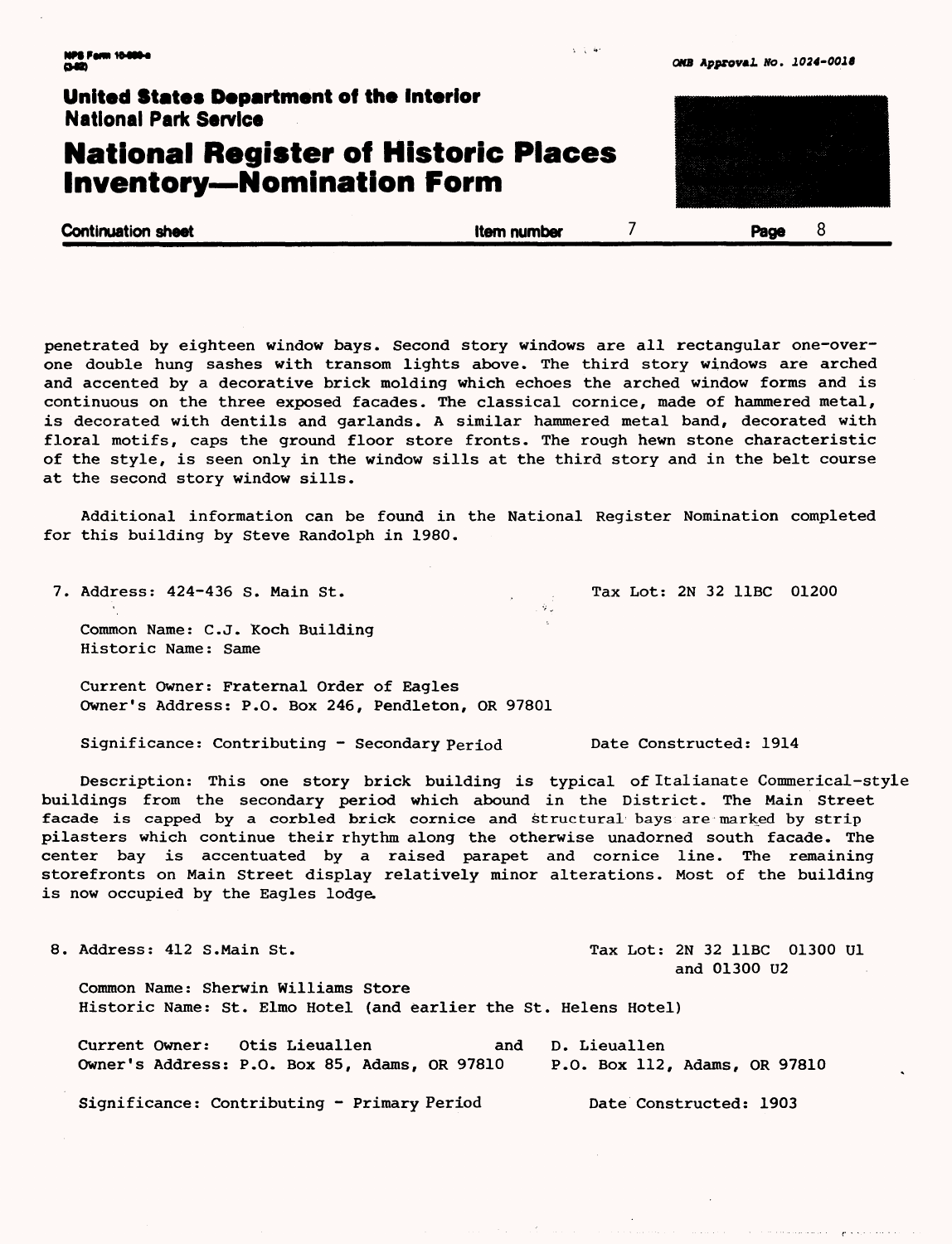penetrated by eighteen window bays. Second story windows are all rectangular one-over-one double hung sashes with transom lights above. The third story windows are arched and accented by a decorative brick molding which echoes the arched window forms and is continuous on the three exposed facades. The classical cornice, made of hammered metal, is decorated with dentils and garlands. A similar hammered metal band, decorated with floral motifs, caps the ground floor store fronts. The rough hewn stone characteristic of the style, is seen only in the window sills at the third story and in the belt course at the second story window sills.

Additional information can be found in the National Register Nomination completed for this building by Steve Randolph in 1980.

7. Address: 424-436 S. Main St. Tax Lot: 2N 32 11BC 01200

   Common Name: C.J. Koch Building
   Historic Name: Same

   Current Owner: Fraternal Order of Eagles
   Owner's Address: P.O. Box 246, Pendleton, OR 97801

   Significance: Contributing - Secondary Period Date Constructed: 1914

   Description: This one story brick building is typical of Italianate Commerical-style buildings from the secondary period which abound in the District. The Main Street facade is capped by a corbled brick cornice and structural bays are marked by strip pilasters which continue their rhythm along the otherwise unadorned south facade. The center bay is accentuated by a raised parapet and cornice line. The remaining storefronts on Main Street display relatively minor alterations. Most of the building is now occupied by the Eagles lodge.

8. Address: 412 S.Main St. Tax Lot: 2N 32 11BC 01300 U1 and 01300 U2

   Common Name: Sherwin Williams Store
   Historic Name: St. Elmo Hotel (and earlier the St. Helens Hotel)

   Current Owner: Otis Lieuallen and D. Lieuallen
   Owner's Address: P.O. Box 85, Adams, OR 97810 P.O. Box 112, Adams, OR 97810

   Significance: Contributing - Primary Period Date Constructed: 1903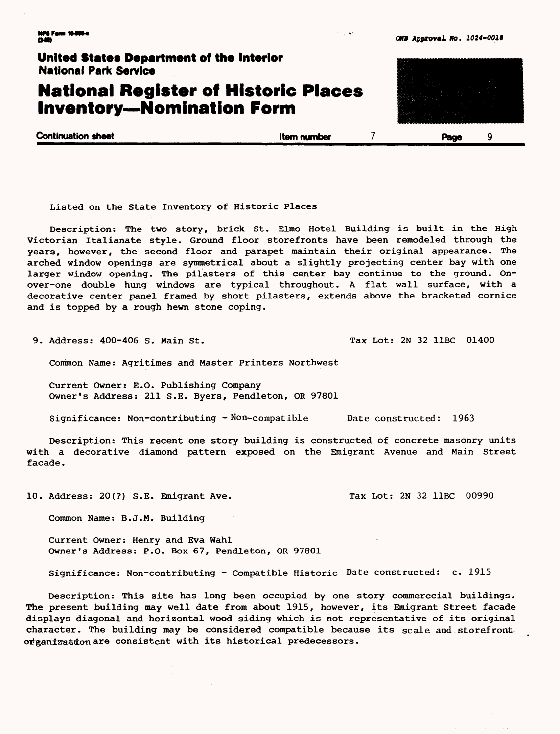Listed on the State Inventory of Historic Places

Description: The two story, brick St. Elmo Hotel Building is built in the High Victorian Italianate style. Ground floor storefronts have been remodeled through the years, however, the second floor and parapet maintain their original appearance. The arched window openings are symmetrical about a slightly projecting center bay with one larger window opening. The pilasters of this center bay continue to the ground. On-over-one double hung windows are typical throughout. A flat wall surface, with a decorative center panel framed by short pilasters, extends above the bracketed cornice and is topped by a rough hewn stone coping.

9. Address: 400-406 S. Main St. Tax Lot: 2N 32 11BC 01400

Common Name: Agritimes and Master Printers Northwest

Current Owner: E.O. Publishing Company
Owner's Address: 211 S.E. Byers, Pendleton, OR 97801

Significance: Non-contributing - Non-compatible Date constructed: 1963

Description: This recent one story building is constructed of concrete masonry units with a decorative diamond pattern exposed on the Emigrant Avenue and Main Street facade.

10. Address: 20(?) S.E. Emigrant Ave. Tax Lot: 2N 32 11BC 00990

Common Name: B.J.M. Building

Current Owner: Henry and Eva Wahl
Owner's Address: P.O. Box 67, Pendleton, OR 97801

Significance: Non-contributing - Compatible Historic Date constructed: c. 1915

Description: This site has long been occupied by one story commerccial buildings. The present building may well date from about 1915, however, its Emigrant Street facade displays diagonal and horizontal wood siding which is not representative of its original character. The building may be considered compatible because its scale and storefront organization are consistent with its historical predecessors.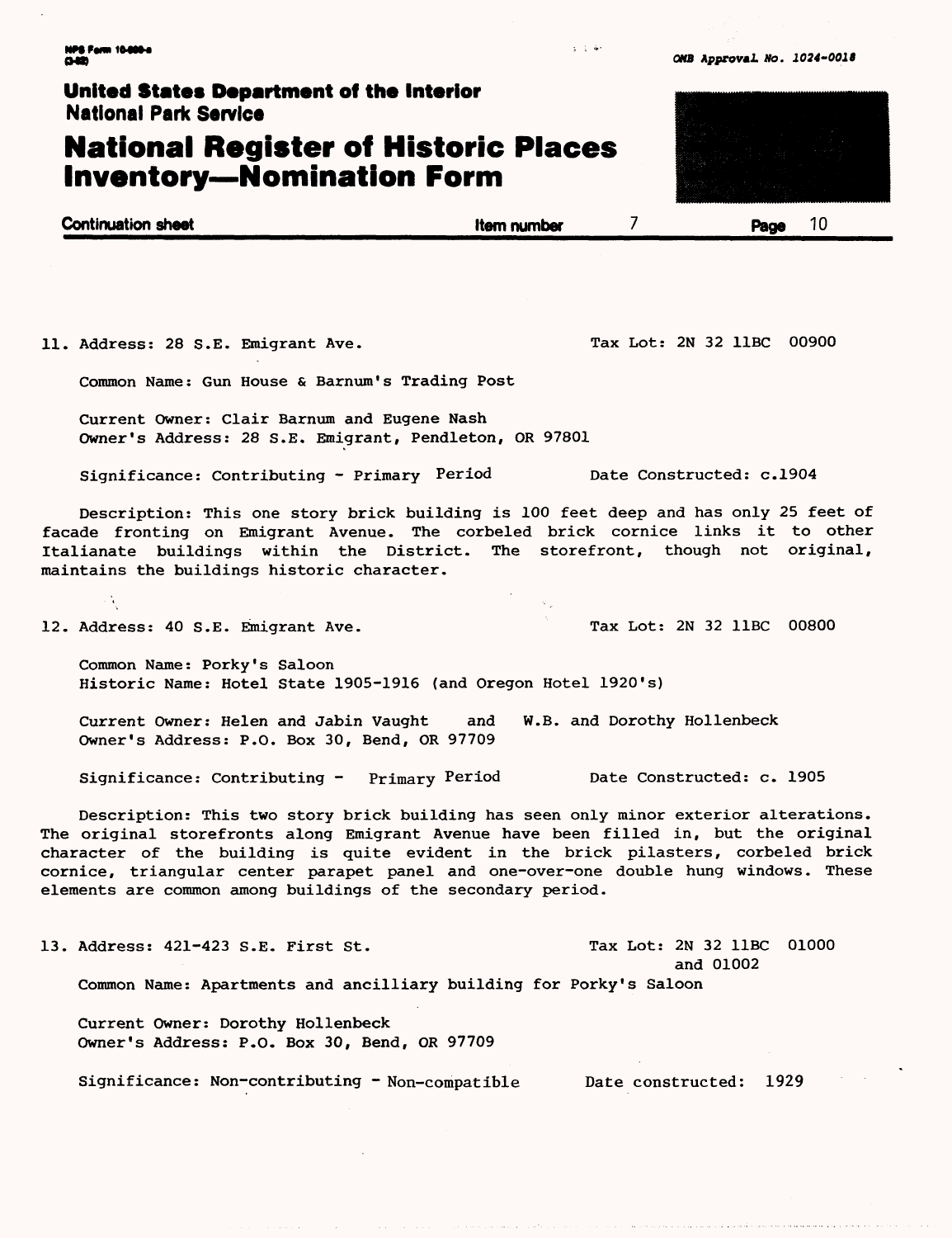United States Department of the Interior
National Park Service

# National Register of Historic Places Inventory—Nomination Form

Continuation sheet | Item number 7 | Page 10

11. Address: 28 S.E. Emigrant Ave. Tax Lot: 2N 32 11BC 00900

    Common Name: Gun House & Barnum's Trading Post

    Current Owner: Clair Barnum and Eugene Nash
    Owner's Address: 28 S.E. Emigrant, Pendleton, OR 97801

    Significance: Contributing - Primary Period Date Constructed: c.1904

    Description: This one story brick building is 100 feet deep and has only 25 feet of facade fronting on Emigrant Avenue. The corbeled brick cornice links it to other Italianate buildings within the District. The storefront, though not original, maintains the buildings historic character.

12. Address: 40 S.E. Emigrant Ave. Tax Lot: 2N 32 11BC 00800

    Common Name: Porky's Saloon
    Historic Name: Hotel State 1905-1916 (and Oregon Hotel 1920's)

    Current Owner: Helen and Jabin Vaught and W.B. and Dorothy Hollenbeck
    Owner's Address: P.O. Box 30, Bend, OR 97709

    Significance: Contributing - Primary Period Date Constructed: c. 1905

    Description: This two story brick building has seen only minor exterior alterations. The original storefronts along Emigrant Avenue have been filled in, but the original character of the building is quite evident in the brick pilasters, corbeled brick cornice, triangular center parapet panel and one-over-one double hung windows. These elements are common among buildings of the secondary period.

13. Address: 421-423 S.E. First St. Tax Lot: 2N 32 11BC 01000 and 01002

    Common Name: Apartments and ancilliary building for Porky's Saloon

    Current Owner: Dorothy Hollenbeck
    Owner's Address: P.O. Box 30, Bend, OR 97709

    Significance: Non-contributing - Non-compatible Date constructed: 1929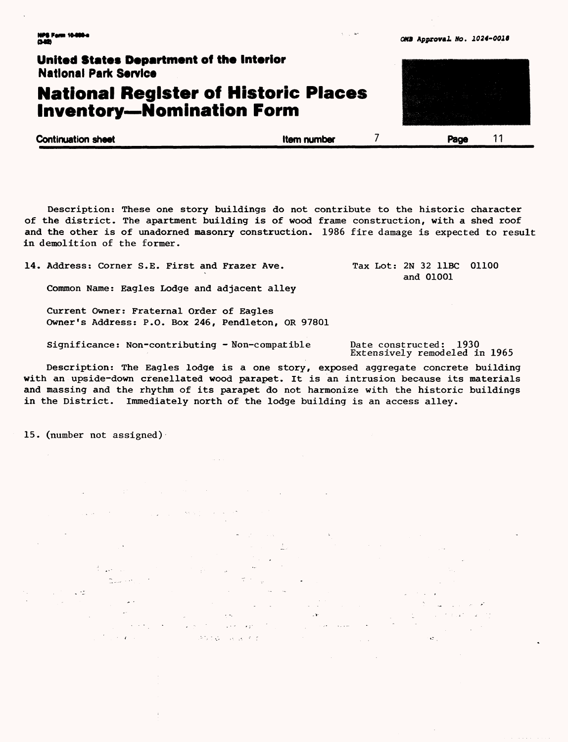Description: These one story buildings do not contribute to the historic character of the district. The apartment building is of wood frame construction, with a shed roof and the other is of unadorned masonry construction. 1986 fire damage is expected to result in demolition of the former.

14. Address: Corner S.E. First and Frazer Ave. Tax Lot: 2N 32 11BC 01100 and 01001

Common Name: Eagles Lodge and adjacent alley

Current Owner: Fraternal Order of Eagles
Owner's Address: P.O. Box 246, Pendleton, OR 97801

Significance: Non-contributing - Non-compatible Date constructed: 1930
Extensively remodeled in 1965

Description: The Eagles lodge is a one story, exposed aggregate concrete building with an upside-down crenellated wood parapet. It is an intrusion because its materials and massing and the rhythm of its parapet do not harmonize with the historic buildings in the District. Immediately north of the lodge building is an access alley.

15. (number not assigned)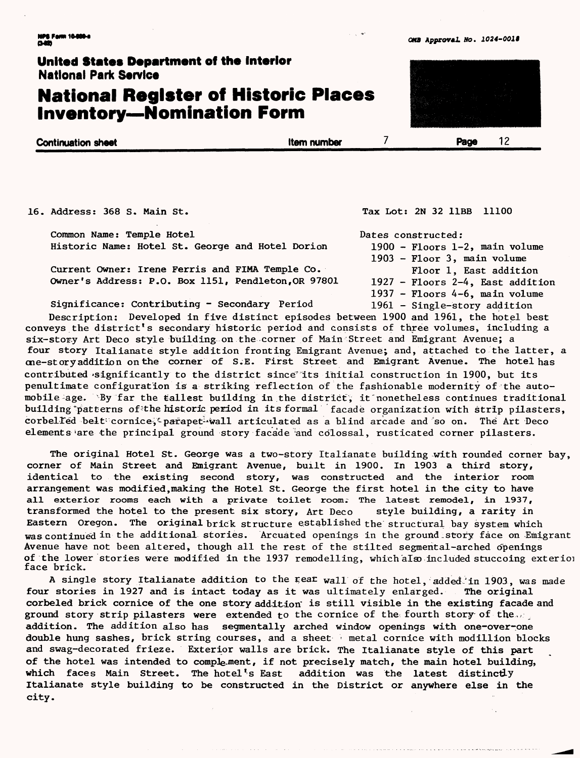16. Address: 368 S. Main St.

Tax Lot: 2N 32 11BB 11100

Common Name: Temple Hotel
Historic Name: Hotel St. George and Hotel Dorion

Current Owner: Irene Ferris and FIMA Temple Co.
Owner's Address: P.O. Box 1151, Pendleton, OR 97801

Significance: Contributing - Secondary Period

Dates constructed:
- 1900 - Floors 1-2, main volume
- 1903 - Floor 3, main volume; Floor 1, East addition
- 1927 - Floors 2-4, East addition
- 1937 - Floors 4-6, main volume
- 1961 - Single-story addition

Description: Developed in five distinct episodes between 1900 and 1961, the hotel best conveys the district's secondary historic period and consists of three volumes, including a six-story Art Deco style building on the corner of Main Street and Emigrant Avenue; a four story Italianate style addition fronting Emigrant Avenue; and, attached to the latter, a one-story addition on the corner of S.E. First Street and Emigrant Avenue. The hotel has contributed significantly to the district since its initial construction in 1900, but its penultimate configuration is a striking reflection of the fashionable modernity of the automobile age. By far the tallest building in the district, it nonetheless continues traditional building patterns of the historic period in its formal facade organization with strip pilasters, corbelled belt cornice, parapet wall articulated as a blind arcade and so on. The Art Deco elements are the principal ground story facade and colossal, rusticated corner pilasters.

The original Hotel St. George was a two-story Italianate building with rounded corner bay, corner of Main Street and Emigrant Avenue, built in 1900. In 1903 a third story, identical to the existing second story, was constructed and the interior room arrangement was modified, making the Hotel St. George the first hotel in the city to have all exterior rooms each with a private toilet room. The latest remodel, in 1937, transformed the hotel to the present six story, Art Deco style building, a rarity in Eastern Oregon. The original brick structure established the structural bay system which was continued in the additional stories. Arcuated openings in the ground story face on Emigrant Avenue have not been altered, though all the rest of the stilted segmental-arched openings of the lower stories were modified in the 1937 remodelling, which also included stuccoing exterior face brick.

A single story Italianate addition to the rear wall of the hotel, added in 1903, was made four stories in 1927 and is intact today as it was ultimately enlarged. The original corbeled brick cornice of the one story addition is still visible in the existing facade and ground story strip pilasters were extended to the cornice of the fourth story of the addition. The addition also has segmentally arched window openings with one-over-one double hung sashes, brick string courses, and a sheet metal cornice with modillion blocks and swag-decorated frieze. Exterior walls are brick. The Italianate style of this part of the hotel was intended to complement, if not precisely match, the main hotel building, which faces Main Street. The hotel's East addition was the latest distinctly Italianate style building to be constructed in the District or anywhere else in the city.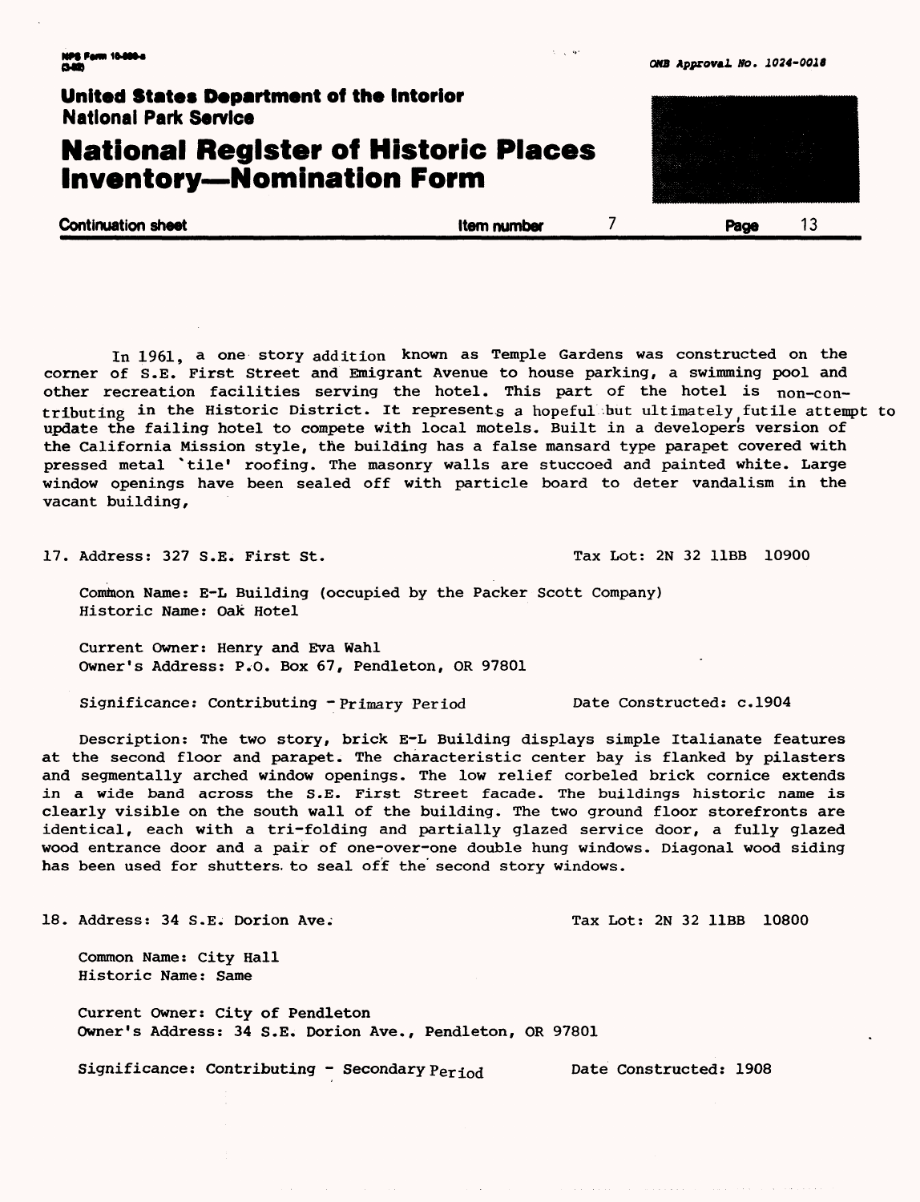In 1961, a one story addition known as Temple Gardens was constructed on the corner of S.E. First Street and Emigrant Avenue to house parking, a swimming pool and other recreation facilities serving the hotel. This part of the hotel is non-contributing in the Historic District. It represents a hopeful but ultimately futile attempt to update the failing hotel to compete with local motels. Built in a developer's version of the California Mission style, the building has a false mansard type parapet covered with pressed metal 'tile' roofing. The masonry walls are stuccoed and painted white. Large window openings have been sealed off with particle board to deter vandalism in the vacant building,

17. Address: 327 S.E. First St. Tax Lot: 2N 32 11BB 10900

    Common Name: E-L Building (occupied by the Packer Scott Company)
    Historic Name: Oak Hotel

    Current Owner: Henry and Eva Wahl
    Owner's Address: P.O. Box 67, Pendleton, OR 97801

    Significance: Contributing - Primary Period Date Constructed: c.1904

    Description: The two story, brick E-L Building displays simple Italianate features at the second floor and parapet. The characteristic center bay is flanked by pilasters and segmentally arched window openings. The low relief corbeled brick cornice extends in a wide band across the S.E. First Street facade. The buildings historic name is clearly visible on the south wall of the building. The two ground floor storefronts are identical, each with a tri-folding and partially glazed service door, a fully glazed wood entrance door and a pair of one-over-one double hung windows. Diagonal wood siding has been used for shutters to seal off the second story windows.

18. Address: 34 S.E. Dorion Ave. Tax Lot: 2N 32 11BB 10800

    Common Name: City Hall
    Historic Name: Same

    Current Owner: City of Pendleton
    Owner's Address: 34 S.E. Dorion Ave., Pendleton, OR 97801

    Significance: Contributing - Secondary Period Date Constructed: 1908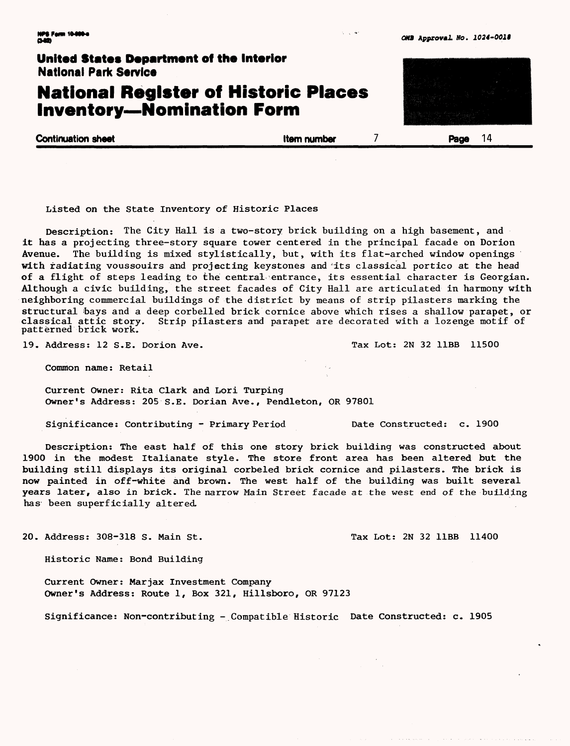Listed on the State Inventory of Historic Places

Description: The City Hall is a two-story brick building on a high basement, and it has a projecting three-story square tower centered in the principal facade on Dorion Avenue. The building is mixed stylistically, but, with its flat-arched window openings with radiating voussoirs and projecting keystones and its classical portico at the head of a flight of steps leading to the central entrance, its essential character is Georgian. Although a civic building, the street facades of City Hall are articulated in harmony with neighboring commercial buildings of the district by means of strip pilasters marking the structural bays and a deep corbelled brick cornice above which rises a shallow parapet, or classical attic story. Strip pilasters and parapet are decorated with a lozenge motif of patterned brick work.

19. Address: 12 S.E. Dorion Ave. Tax Lot: 2N 32 11BB 11500

Common name: Retail

Current Owner: Rita Clark and Lori Turping
Owner's Address: 205 S.E. Dorian Ave., Pendleton, OR 97801

Significance: Contributing - Primary Period Date Constructed: c. 1900

Description: The east half of this one story brick building was constructed about 1900 in the modest Italianate style. The store front area has been altered but the building still displays its original corbeled brick cornice and pilasters. The brick is now painted in off-white and brown. The west half of the building was built several years later, also in brick. The narrow Main Street facade at the west end of the building has been superficially altered.

20. Address: 308-318 S. Main St. Tax Lot: 2N 32 11BB 11400

Historic Name: Bond Building

Current Owner: Marjax Investment Company
Owner's Address: Route 1, Box 321, Hillsboro, OR 97123

Significance: Non-contributing - Compatible Historic Date Constructed: c. 1905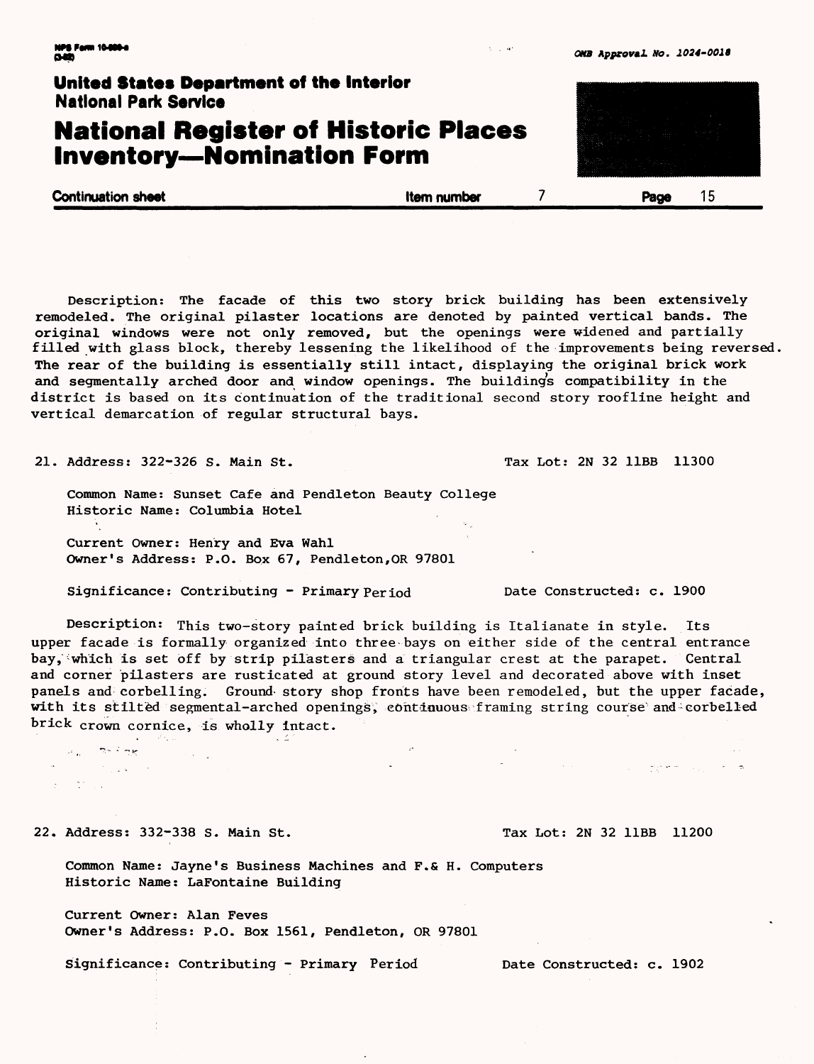Description: The facade of this two story brick building has been extensively remodeled. The original pilaster locations are denoted by painted vertical bands. The original windows were not only removed, but the openings were widened and partially filled with glass block, thereby lessening the likelihood of the improvements being reversed. The rear of the building is essentially still intact, displaying the original brick work and segmentally arched door and window openings. The building's compatibility in the district is based on its continuation of the traditional second story roofline height and vertical demarcation of regular structural bays.

21. Address: 322-326 S. Main St. Tax Lot: 2N 32 11BB 11300

Common Name: Sunset Cafe and Pendleton Beauty College
Historic Name: Columbia Hotel

Current Owner: Henry and Eva Wahl
Owner's Address: P.O. Box 67, Pendleton,OR 97801

Significance: Contributing - Primary Period Date Constructed: c. 1900

Description: This two-story painted brick building is Italianate in style. Its upper facade is formally organized into three bays on either side of the central entrance bay, which is set off by strip pilasters and a triangular crest at the parapet. Central and corner pilasters are rusticated at ground story level and decorated above with inset panels and corbelling. Ground story shop fronts have been remodeled, but the upper facade, with its stilted segmental-arched openings, continuous framing string course and corbelled brick crown cornice, is wholly intact.

22. Address: 332-338 S. Main St. Tax Lot: 2N 32 11BB 11200

Common Name: Jayne's Business Machines and F.& H. Computers
Historic Name: LaFontaine Building

Current Owner: Alan Feves
Owner's Address: P.O. Box 1561, Pendleton, OR 97801

Significance: Contributing - Primary Period Date Constructed: c. 1902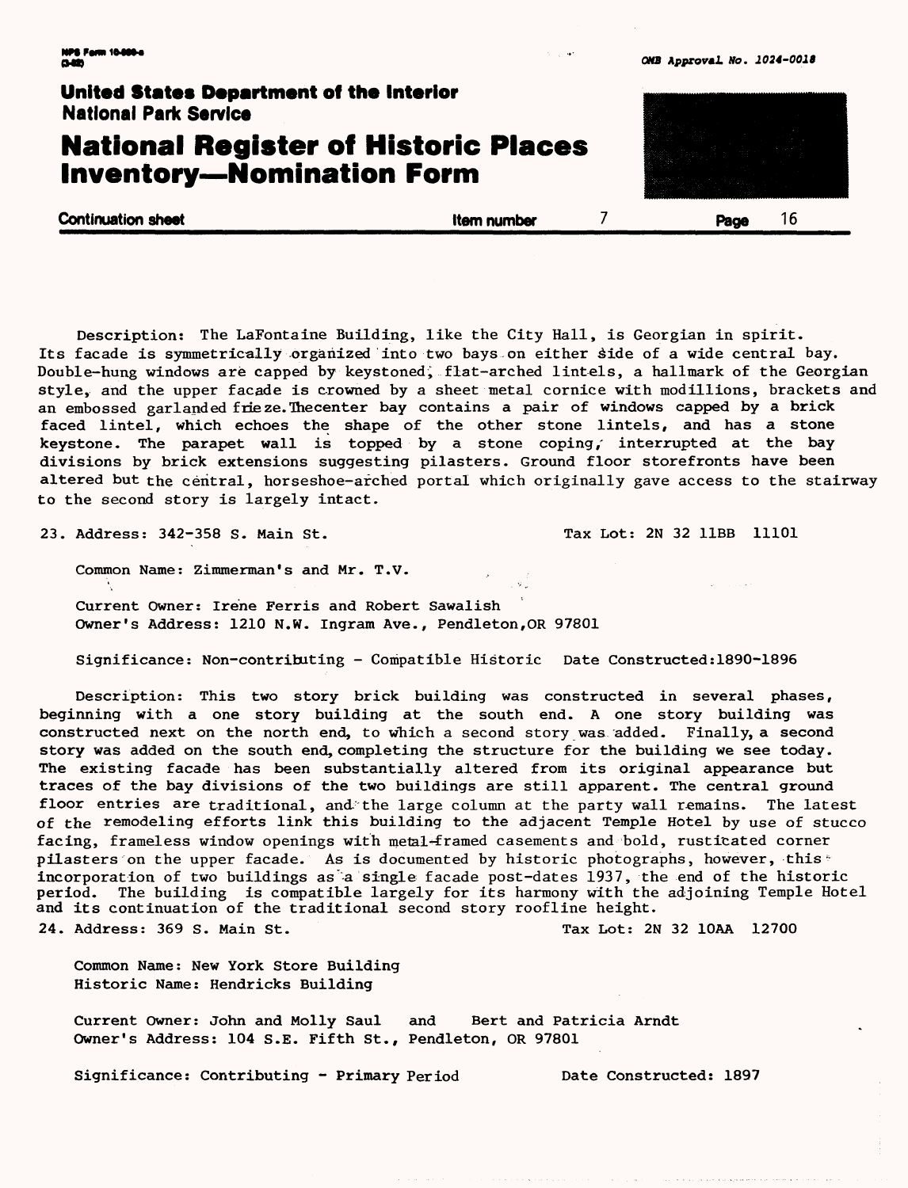**United States Department of the Interior**
**National Park Service**

# National Register of Historic Places Inventory—Nomination Form

**Continuation sheet** **Item number** 7 **Page** 16

Description: The LaFontaine Building, like the City Hall, is Georgian in spirit. Its facade is symmetrically organized into two bays on either side of a wide central bay. Double-hung windows are capped by keystoned, flat-arched lintels, a hallmark of the Georgian style, and the upper facade is crowned by a sheet metal cornice with modillions, brackets and an embossed garlanded frieze. The center bay contains a pair of windows capped by a brick faced lintel, which echoes the shape of the other stone lintels, and has a stone keystone. The parapet wall is topped by a stone coping, interrupted at the bay divisions by brick extensions suggesting pilasters. Ground floor storefronts have been altered but the central, horseshoe-arched portal which originally gave access to the stairway to the second story is largely intact.

23. Address: 342-358 S. Main St. Tax Lot: 2N 32 11BB 11101

Common Name: Zimmerman's and Mr. T.V.

Current Owner: Irene Ferris and Robert Sawalish
Owner's Address: 1210 N.W. Ingram Ave., Pendleton, OR 97801

Significance: Non-contributing - Compatible Historic Date Constructed: 1890-1896

Description: This two story brick building was constructed in several phases, beginning with a one story building at the south end. A one story building was constructed next on the north end, to which a second story was added. Finally, a second story was added on the south end, completing the structure for the building we see today. The existing facade has been substantially altered from its original appearance but traces of the bay divisions of the two buildings are still apparent. The central ground floor entries are traditional, and the large column at the party wall remains. The latest of the remodeling efforts link this building to the adjacent Temple Hotel by use of stucco facing, frameless window openings with metal-framed casements and bold, rusticated corner pilasters on the upper facade. As is documented by historic photographs, however, this incorporation of two buildings as a single facade post-dates 1937, the end of the historic period. The building is compatible largely for its harmony with the adjoining Temple Hotel and its continuation of the traditional second story roofline height.

24. Address: 369 S. Main St. Tax Lot: 2N 32 10AA 12700

Common Name: New York Store Building
Historic Name: Hendricks Building

Current Owner: John and Molly Saul and Bert and Patricia Arndt
Owner's Address: 104 S.E. Fifth St., Pendleton, OR 97801

Significance: Contributing - Primary Period Date Constructed: 1897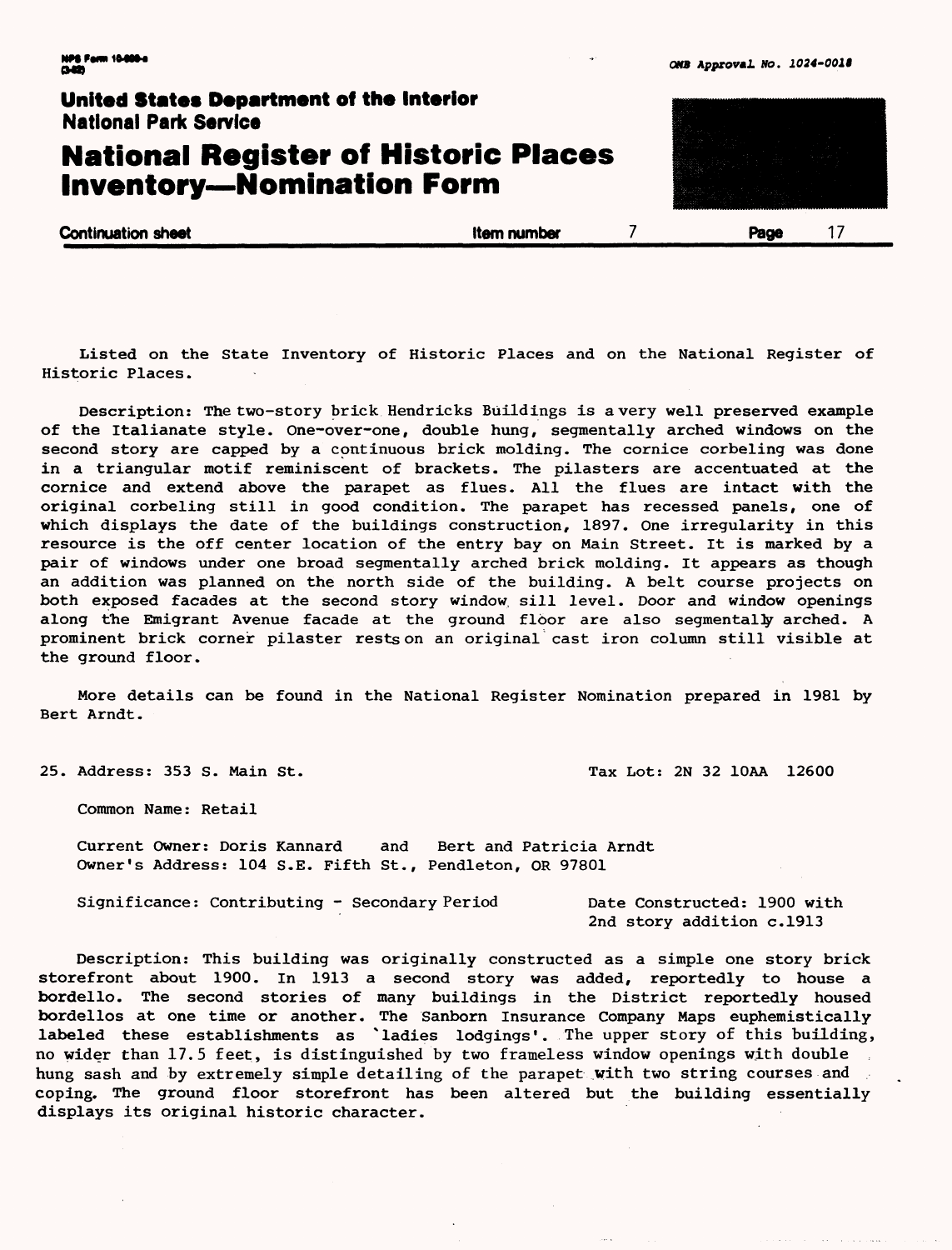Listed on the State Inventory of Historic Places and on the National Register of Historic Places.

Description: The two-story brick Hendricks Buildings is a very well preserved example of the Italianate style. One-over-one, double hung, segmentally arched windows on the second story are capped by a continuous brick molding. The cornice corbeling was done in a triangular motif reminiscent of brackets. The pilasters are accentuated at the cornice and extend above the parapet as flues. All the flues are intact with the original corbeling still in good condition. The parapet has recessed panels, one of which displays the date of the buildings construction, 1897. One irregularity in this resource is the off center location of the entry bay on Main Street. It is marked by a pair of windows under one broad segmentally arched brick molding. It appears as though an addition was planned on the north side of the building. A belt course projects on both exposed facades at the second story window sill level. Door and window openings along the Emigrant Avenue facade at the ground floor are also segmentally arched. A prominent brick corner pilaster rests on an original cast iron column still visible at the ground floor.

More details can be found in the National Register Nomination prepared in 1981 by Bert Arndt.

25. Address: 353 S. Main St. Tax Lot: 2N 32 10AA 12600

Common Name: Retail

Current Owner: Doris Kannard and Bert and Patricia Arndt
Owner's Address: 104 S.E. Fifth St., Pendleton, OR 97801

Significance: Contributing - Secondary Period

Date Constructed: 1900 with 2nd story addition c.1913

Description: This building was originally constructed as a simple one story brick storefront about 1900. In 1913 a second story was added, reportedly to house a bordello. The second stories of many buildings in the District reportedly housed bordellos at one time or another. The Sanborn Insurance Company Maps euphemistically labeled these establishments as 'ladies lodgings'. The upper story of this building, no wider than 17.5 feet, is distinguished by two frameless window openings with double hung sash and by extremely simple detailing of the parapet with two string courses and coping. The ground floor storefront has been altered but the building essentially displays its original historic character.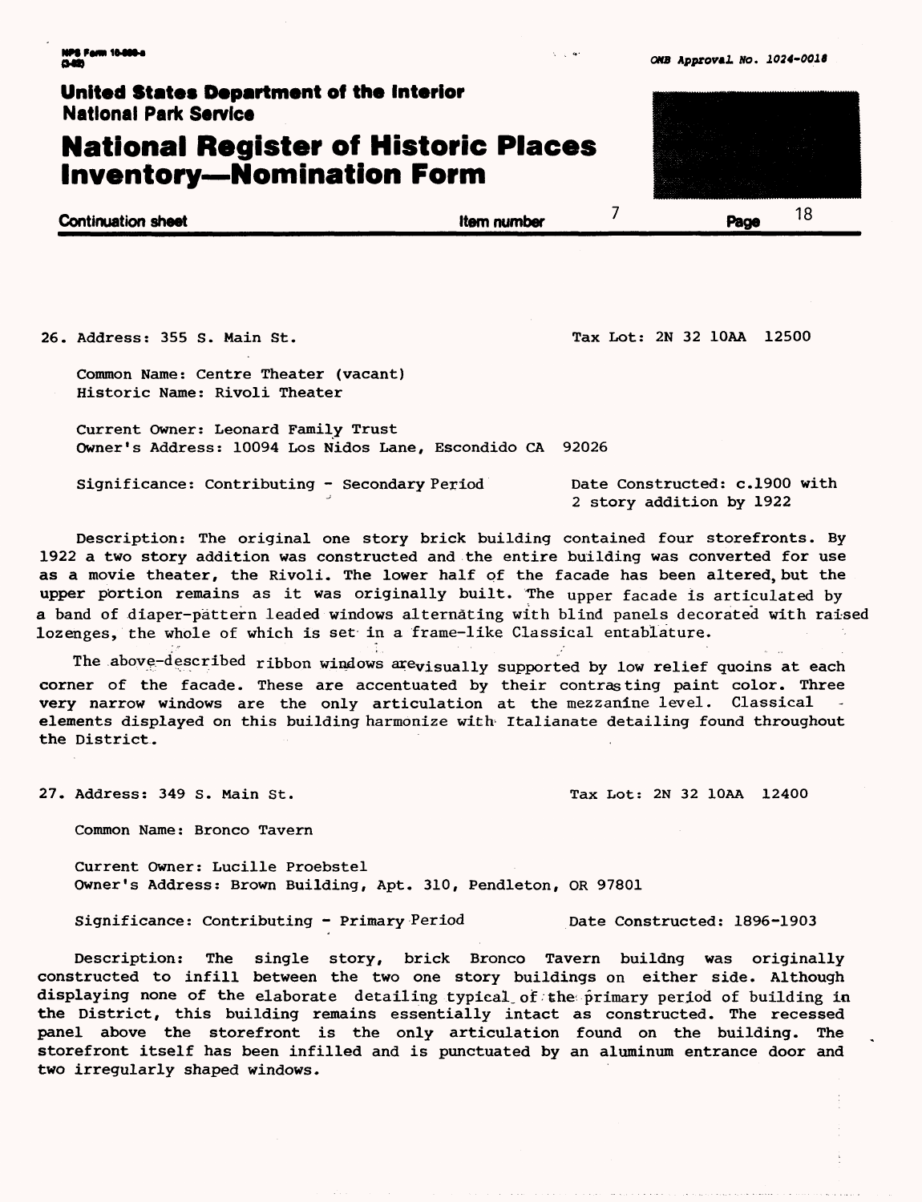United States Department of the Interior
National Park Service

# National Register of Historic Places Inventory—Nomination Form

Continuation sheet — Item number 7 — Page 18

26. Address: 355 S. Main St. Tax Lot: 2N 32 10AA 12500

Common Name: Centre Theater (vacant)
Historic Name: Rivoli Theater

Current Owner: Leonard Family Trust
Owner's Address: 10094 Los Nidos Lane, Escondido CA 92026

Significance: Contributing - Secondary Period Date Constructed: c.1900 with 2 story addition by 1922

Description: The original one story brick building contained four storefronts. By 1922 a two story addition was constructed and the entire building was converted for use as a movie theater, the Rivoli. The lower half of the facade has been altered, but the upper portion remains as it was originally built. The upper facade is articulated by a band of diaper-pattern leaded windows alternating with blind panels decorated with raised lozenges, the whole of which is set in a frame-like Classical entablature.

The above-described ribbon windows are visually supported by low relief quoins at each corner of the facade. These are accentuated by their contrasting paint color. Three very narrow windows are the only articulation at the mezzanine level. Classical elements displayed on this building harmonize with Italianate detailing found throughout the District.

27. Address: 349 S. Main St. Tax Lot: 2N 32 10AA 12400

Common Name: Bronco Tavern

Current Owner: Lucille Proebstel
Owner's Address: Brown Building, Apt. 310, Pendleton, OR 97801

Significance: Contributing - Primary Period Date Constructed: 1896-1903

Description: The single story, brick Bronco Tavern buildng was originally constructed to infill between the two one story buildings on either side. Although displaying none of the elaborate detailing typical of the primary period of building in the District, this building remains essentially intact as constructed. The recessed panel above the storefront is the only articulation found on the building. The storefront itself has been infilled and is punctuated by an aluminum entrance door and two irregularly shaped windows.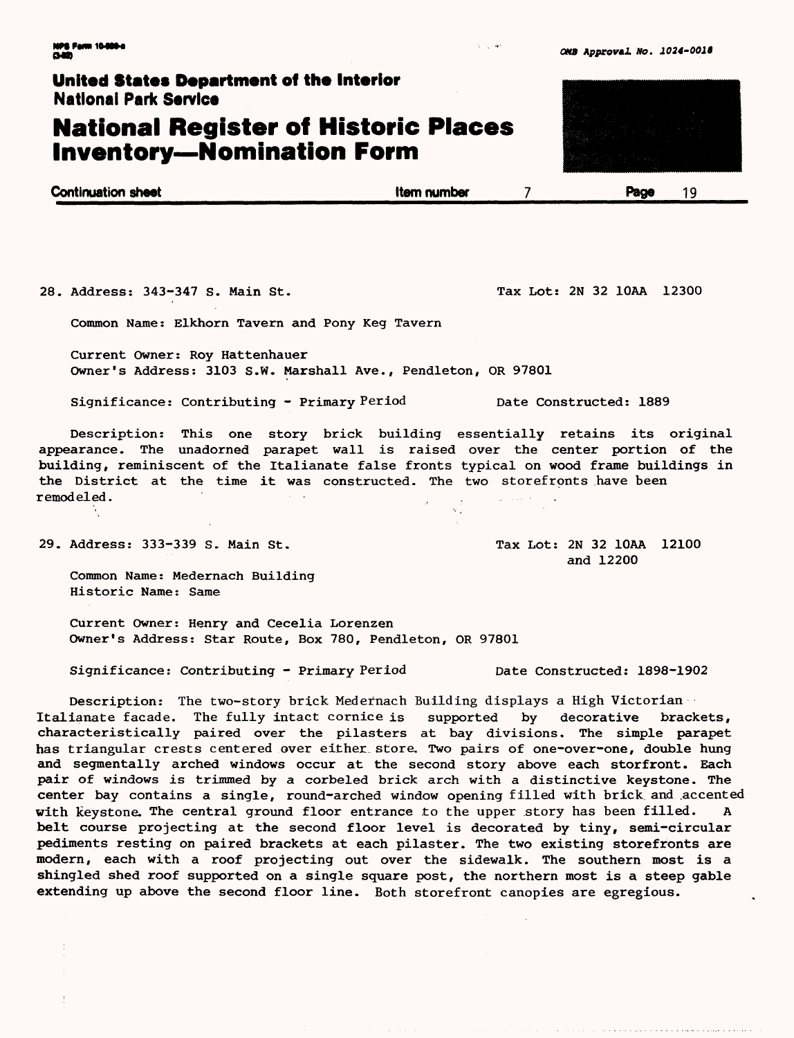28. Address: 343-347 S. Main St. Tax Lot: 2N 32 10AA 12300

Common Name: Elkhorn Tavern and Pony Keg Tavern

Current Owner: Roy Hattenhauer
Owner's Address: 3103 S.W. Marshall Ave., Pendleton, OR 97801

Significance: Contributing - Primary Period Date Constructed: 1889

Description: This one story brick building essentially retains its original appearance. The unadorned parapet wall is raised over the center portion of the building, reminiscent of the Italianate false fronts typical on wood frame buildings in the District at the time it was constructed. The two storefronts have been remodeled.

29. Address: 333-339 S. Main St. Tax Lot: 2N 32 10AA 12100 and 12200

Common Name: Medernach Building
Historic Name: Same

Current Owner: Henry and Cecelia Lorenzen
Owner's Address: Star Route, Box 780, Pendleton, OR 97801

Significance: Contributing - Primary Period Date Constructed: 1898-1902

Description: The two-story brick Medernach Building displays a High Victorian Italianate facade. The fully intact cornice is supported by decorative brackets, characteristically paired over the pilasters at bay divisions. The simple parapet has triangular crests centered over either store. Two pairs of one-over-one, double hung and segmentally arched windows occur at the second story above each storfront. Each pair of windows is trimmed by a corbeled brick arch with a distinctive keystone. The center bay contains a single, round-arched window opening filled with brick and accented with keystone. The central ground floor entrance to the upper story has been filled. A belt course projecting at the second floor level is decorated by tiny, semi-circular pediments resting on paired brackets at each pilaster. The two existing storefronts are modern, each with a roof projecting out over the sidewalk. The southern most is a shingled shed roof supported on a single square post, the northern most is a steep gable extending up above the second floor line. Both storefront canopies are egregious.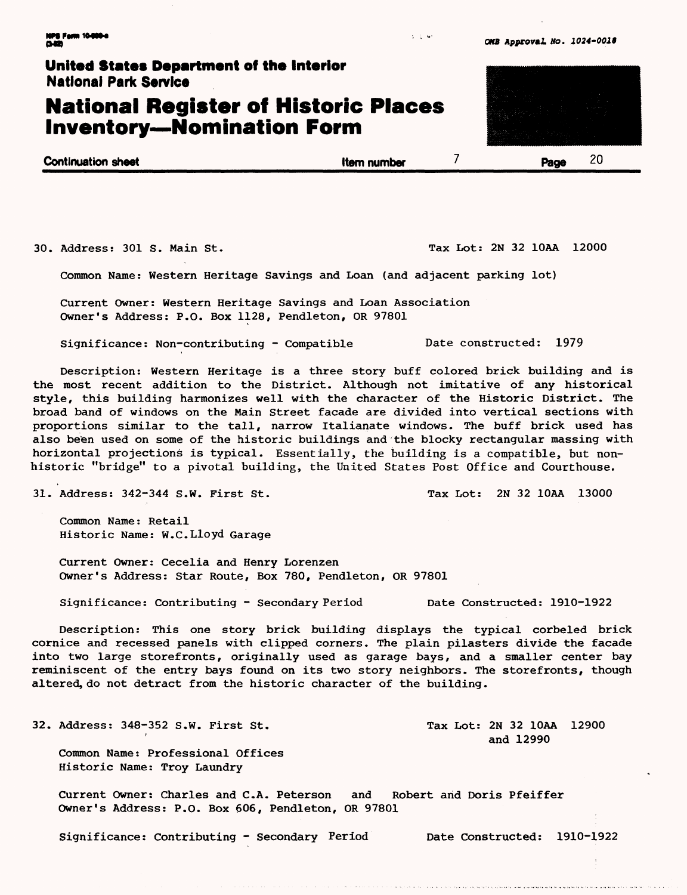30. Address: 301 S. Main St. Tax Lot: 2N 32 10AA 12000

Common Name: Western Heritage Savings and Loan (and adjacent parking lot)

Current Owner: Western Heritage Savings and Loan Association
Owner's Address: P.O. Box 1128, Pendleton, OR 97801

Significance: Non-contributing - Compatible Date constructed: 1979

Description: Western Heritage is a three story buff colored brick building and is the most recent addition to the District. Although not imitative of any historical style, this building harmonizes well with the character of the Historic District. The broad band of windows on the Main Street facade are divided into vertical sections with proportions similar to the tall, narrow Italianate windows. The buff brick used has also been used on some of the historic buildings and the blocky rectangular massing with horizontal projections is typical. Essentially, the building is a compatible, but non-historic "bridge" to a pivotal building, the United States Post Office and Courthouse.

31. Address: 342-344 S.W. First St. Tax Lot: 2N 32 10AA 13000

Common Name: Retail
Historic Name: W.C.Lloyd Garage

Current Owner: Cecelia and Henry Lorenzen
Owner's Address: Star Route, Box 780, Pendleton, OR 97801

Significance: Contributing - Secondary Period Date Constructed: 1910-1922

Description: This one story brick building displays the typical corbeled brick cornice and recessed panels with clipped corners. The plain pilasters divide the facade into two large storefronts, originally used as garage bays, and a smaller center bay reminiscent of the entry bays found on its two story neighbors. The storefronts, though altered, do not detract from the historic character of the building.

32. Address: 348-352 S.W. First St. Tax Lot: 2N 32 10AA 12900 and 12990

Common Name: Professional Offices
Historic Name: Troy Laundry

Current Owner: Charles and C.A. Peterson and Robert and Doris Pfeiffer
Owner's Address: P.O. Box 606, Pendleton, OR 97801

Significance: Contributing - Secondary Period Date Constructed: 1910-1922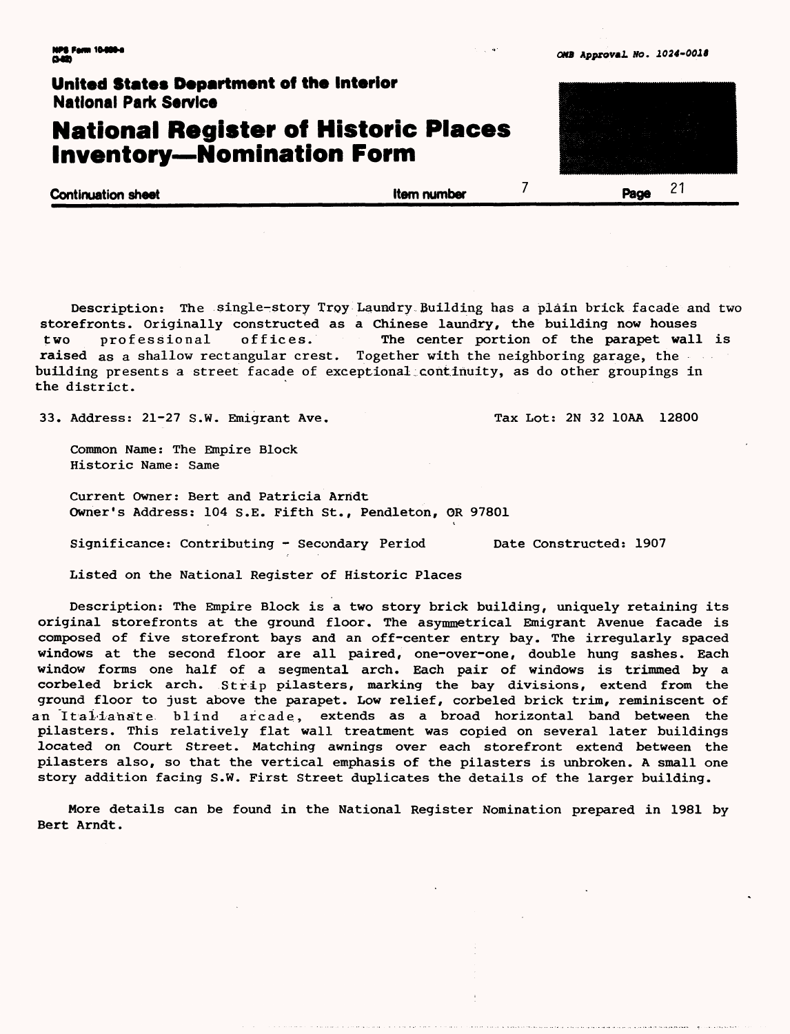Description: The single-story Troy Laundry Building has a plain brick facade and two storefronts. Originally constructed as a Chinese laundry, the building now houses two professional offices. The center portion of the parapet wall is raised as a shallow rectangular crest. Together with the neighboring garage, the building presents a street facade of exceptional continuity, as do other groupings in the district.

33. Address: 21-27 S.W. Emigrant Ave. Tax Lot: 2N 32 10AA 12800

Common Name: The Empire Block
Historic Name: Same

Current Owner: Bert and Patricia Arndt
Owner's Address: 104 S.E. Fifth St., Pendleton, OR 97801

Significance: Contributing - Secondary Period Date Constructed: 1907

Listed on the National Register of Historic Places

Description: The Empire Block is a two story brick building, uniquely retaining its original storefronts at the ground floor. The asymmetrical Emigrant Avenue facade is composed of five storefront bays and an off-center entry bay. The irregularly spaced windows at the second floor are all paired, one-over-one, double hung sashes. Each window forms one half of a segmental arch. Each pair of windows is trimmed by a corbeled brick arch. Strip pilasters, marking the bay divisions, extend from the ground floor to just above the parapet. Low relief, corbeled brick trim, reminiscent of an Italianate blind arcade, extends as a broad horizontal band between the pilasters. This relatively flat wall treatment was copied on several later buildings located on Court Street. Matching awnings over each storefront extend between the pilasters also, so that the vertical emphasis of the pilasters is unbroken. A small one story addition facing S.W. First Street duplicates the details of the larger building.

More details can be found in the National Register Nomination prepared in 1981 by Bert Arndt.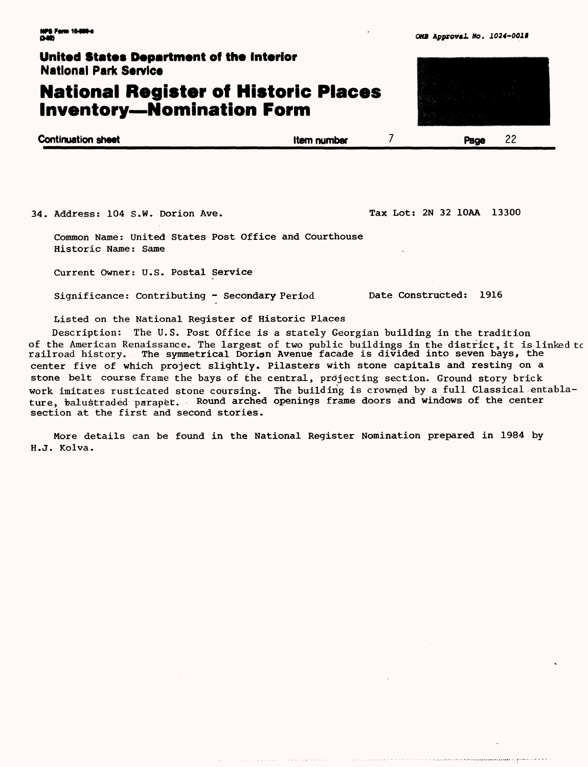**United States Department of the Interior**
**National Park Service**

# National Register of Historic Places Inventory—Nomination Form

**Continuation sheet** **Item number** 7 **Page** 22

34. Address: 104 S.W. Dorion Ave. Tax Lot: 2N 32 10AA 13300

Common Name: United States Post Office and Courthouse
Historic Name: Same

Current Owner: U.S. Postal Service

Significance: Contributing - Secondary Period Date Constructed: 1916

Listed on the National Register of Historic Places

Description: The U.S. Post Office is a stately Georgian building in the tradition of the American Renaissance. The largest of two public buildings in the district, it is linked to railroad history. The symmetrical Dorion Avenue facade is divided into seven bays, the center five of which project slightly. Pilasters with stone capitals and resting on a stone belt course frame the bays of the central, projecting section. Ground story brick work imitates rusticated stone coursing. The building is crowned by a full Classical entablature, balustraded parapet. Round arched openings frame doors and windows of the center section at the first and second stories.

More details can be found in the National Register Nomination prepared in 1984 by H.J. Kolva.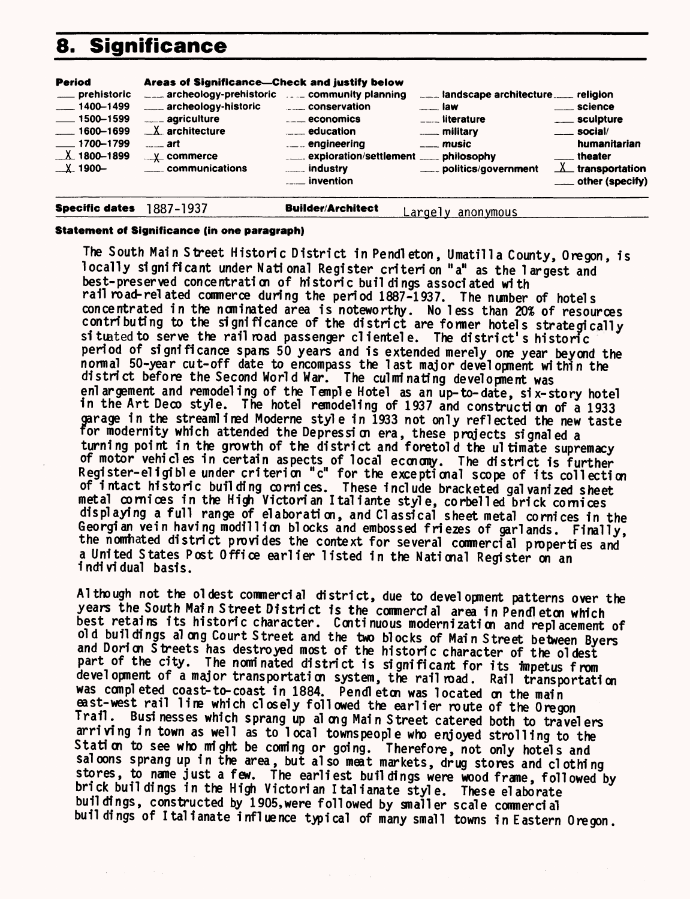# 8. Significance

| Period | Areas of Significance—Check and justify below | | | |
|---|---|---|---|---|
| ___ prehistoric | ___ archeology-prehistoric | ___ community planning | ___ landscape architecture | ___ religion |
| ___ 1400–1499 | ___ archeology-historic | ___ conservation | ___ law | ___ science |
| ___ 1500–1599 | ___ agriculture | ___ economics | ___ literature | ___ sculpture |
| ___ 1600–1699 | _X_ architecture | ___ education | ___ military | ___ social/humanitarian |
| ___ 1700–1799 | ___ art | ___ engineering | ___ music | ___ theater |
| _X_ 1800–1899 | _X_ commerce | ___ exploration/settlement | ___ philosophy | _X_ transportation |
| _X_ 1900– | ___ communications | ___ industry | ___ politics/government | ___ other (specify) |
| | | ___ invention | | |

**Specific dates** 1887-1937 **Builder/Architect** Largely anonymous

**Statement of Significance (in one paragraph)**

The South Main Street Historic District in Pendleton, Umatilla County, Oregon, is locally significant under National Register criterion "a" as the largest and best-preserved concentration of historic buildings associated with railroad-related commerce during the period 1887-1937. The number of hotels concentrated in the nominated area is noteworthy. No less than 20% of resources contributing to the significance of the district are former hotels strategically situated to serve the railroad passenger clientele. The district's historic period of significance spans 50 years and is extended merely one year beyond the normal 50-year cut-off date to encompass the last major development within the district before the Second World War. The culminating development was enlargement and remodeling of the Temple Hotel as an up-to-date, six-story hotel in the Art Deco style. The hotel remodeling of 1937 and construction of a 1933 garage in the streamlined Moderne style in 1933 not only reflected the new taste for modernity which attended the Depression era, these projects signaled a turning point in the growth of the district and foretold the ultimate supremacy of motor vehicles in certain aspects of local economy. The district is further Register-eligible under criterion "c" for the exceptional scope of its collection of intact historic building cornices. These include bracketed galvanized sheet metal cornices in the High Victorian Italiante style, corbelled brick cornices displaying a full range of elaboration, and Classical sheet metal cornices in the Georgian vein having modillion blocks and embossed friezes of garlands. Finally, the nominated district provides the context for several commercial properties and a United States Post Office earlier listed in the National Register on an individual basis.

Although not the oldest commercial district, due to development patterns over the years the South Main Street District is the commercial area in Pendleton which best retains its historic character. Continuous modernization and replacement of old buildings along Court Street and the two blocks of Main Street between Byers and Dorion Streets has destroyed most of the historic character of the oldest part of the city. The nominated district is significant for its impetus from development of a major transportation system, the railroad. Rail transportation was completed coast-to-coast in 1884. Pendleton was located on the main east-west rail line which closely followed the earlier route of the Oregon Trail. Businesses which sprang up along Main Street catered both to travelers arriving in town as well as to local townspeople who enjoyed strolling to the Station to see who might be coming or going. Therefore, not only hotels and saloons sprang up in the area, but also meat markets, drug stores and clothing stores, to name just a few. The earliest buildings were wood frame, followed by brick buildings in the High Victorian Italianate style. These elaborate buildings, constructed by 1905, were followed by smaller scale commercial buildings of Italianate influence typical of many small towns in Eastern Oregon.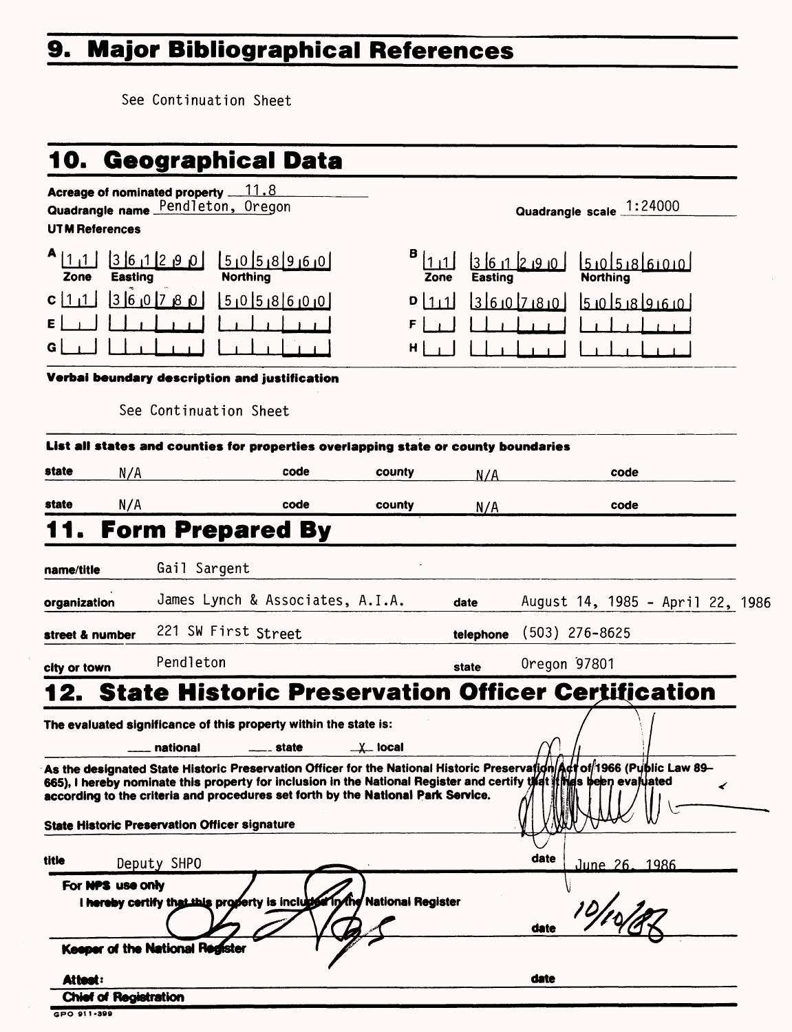## 9. Major Bibliographical References

See Continuation Sheet

## 10. Geographical Data

**Acreage of nominated property** 11.8

**Quadrangle name** Pendleton, Oregon

**Quadrangle scale** 1:24000

**UTM References**

| | Zone | Easting | Northing | | Zone | Easting | Northing |
|---|---|---|---|---|---|---|---|
| A | 11 | 361290 | 5058960 | B | 11 | 361290 | 5058600 |
| C | 11 | 360780 | 5058600 | D | 11 | 360780 | 5058960 |
| E | | | | F | | | |
| G | | | | H | | | |

**Verbal boundary description and justification**

See Continuation Sheet

**List all states and counties for properties overlapping state or county boundaries**

| state | | code | county | | code |
|---|---|---|---|---|---|
| state | N/A | code | county | N/A | code |
| state | N/A | code | county | N/A | code |

## 11. Form Prepared By

**name/title** Gail Sargent

**organization** James Lynch & Associates, A.I.A. **date** August 14, 1985 - April 22, 1986

**street & number** 221 SW First Street **telephone** (503) 276-8625

**city or town** Pendleton **state** Oregon 97801

## 12. State Historic Preservation Officer Certification

**The evaluated significance of this property within the state is:**

___ national ___ state _X_ local

As the designated State Historic Preservation Officer for the National Historic Preservation Act of 1966 (Public Law 89–665), I hereby nominate this property for inclusion in the National Register and certify that it has been evaluated according to the criteria and procedures set forth by the National Park Service.

**State Historic Preservation Officer signature**

**title** Deputy SHPO **date** June 26, 1986

**For NPS use only**

I hereby certify that this property is included in the National Register

**date** 10/10/86

**Keeper of the National Register**

**Attest:** **date**

**Chief of Registration**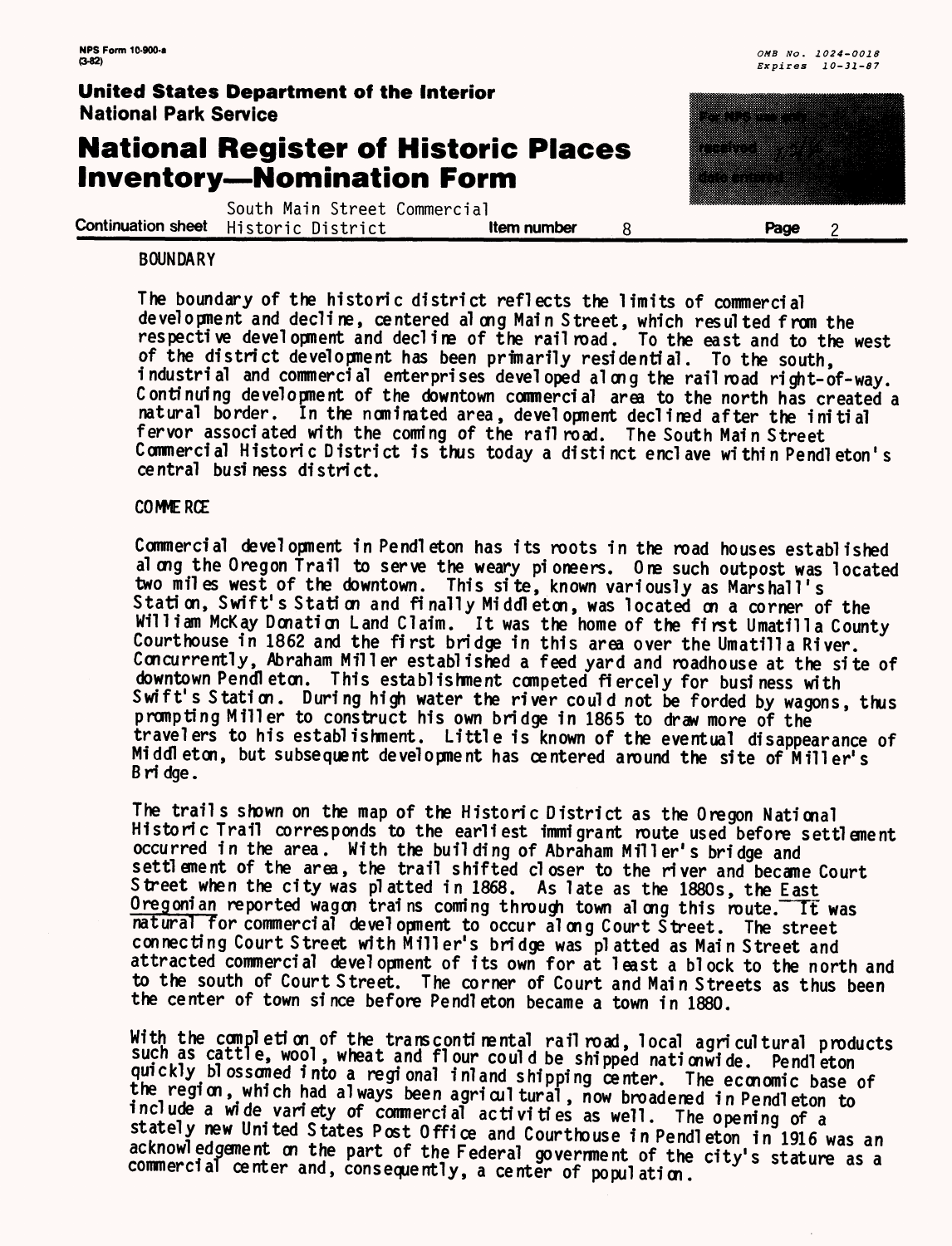BOUNDARY

The boundary of the historic district reflects the limits of commercial development and decline, centered along Main Street, which resulted from the respective development and decline of the railroad. To the east and to the west of the district development has been primarily residential. To the south, industrial and commercial enterprises developed along the railroad right-of-way. Continuing development of the downtown commercial area to the north has created a natural border. In the nominated area, development declined after the initial fervor associated with the coming of the railroad. The South Main Street Commercial Historic District is thus today a distinct enclave within Pendleton's central business district.

COMMERCE

Commercial development in Pendleton has its roots in the road houses established along the Oregon Trail to serve the weary pioneers. One such outpost was located two miles west of the downtown. This site, known variously as Marshall's Station, Swift's Station and finally Middleton, was located on a corner of the William McKay Donation Land Claim. It was the home of the first Umatilla County Courthouse in 1862 and the first bridge in this area over the Umatilla River. Concurrently, Abraham Miller established a feed yard and roadhouse at the site of downtown Pendleton. This establishment competed fiercely for business with Swift's Station. During high water the river could not be forded by wagons, thus prompting Miller to construct his own bridge in 1865 to draw more of the travelers to his establishment. Little is known of the eventual disappearance of Middleton, but subsequent development has centered around the site of Miller's Bridge.

The trails shown on the map of the Historic District as the Oregon National Historic Trail corresponds to the earliest immigrant route used before settlement occurred in the area. With the building of Abraham Miller's bridge and settlement of the area, the trail shifted closer to the river and became Court Street when the city was platted in 1868. As late as the 1880s, the East Oregonian reported wagon trains coming through town along this route. It was natural for commercial development to occur along Court Street. The street connecting Court Street with Miller's bridge was platted as Main Street and attracted commercial development of its own for at least a block to the north and to the south of Court Street. The corner of Court and Main Streets as thus been the center of town since before Pendleton became a town in 1880.

With the completion of the transcontinental railroad, local agricultural products such as cattle, wool, wheat and flour could be shipped nationwide. Pendleton quickly blossomed into a regional inland shipping center. The economic base of the region, which had always been agricultural, now broadened in Pendleton to include a wide variety of commercial activities as well. The opening of a stately new United States Post Office and Courthouse in Pendleton in 1916 was an acknowledgement on the part of the Federal government of the city's stature as a commercial center and, consequently, a center of population.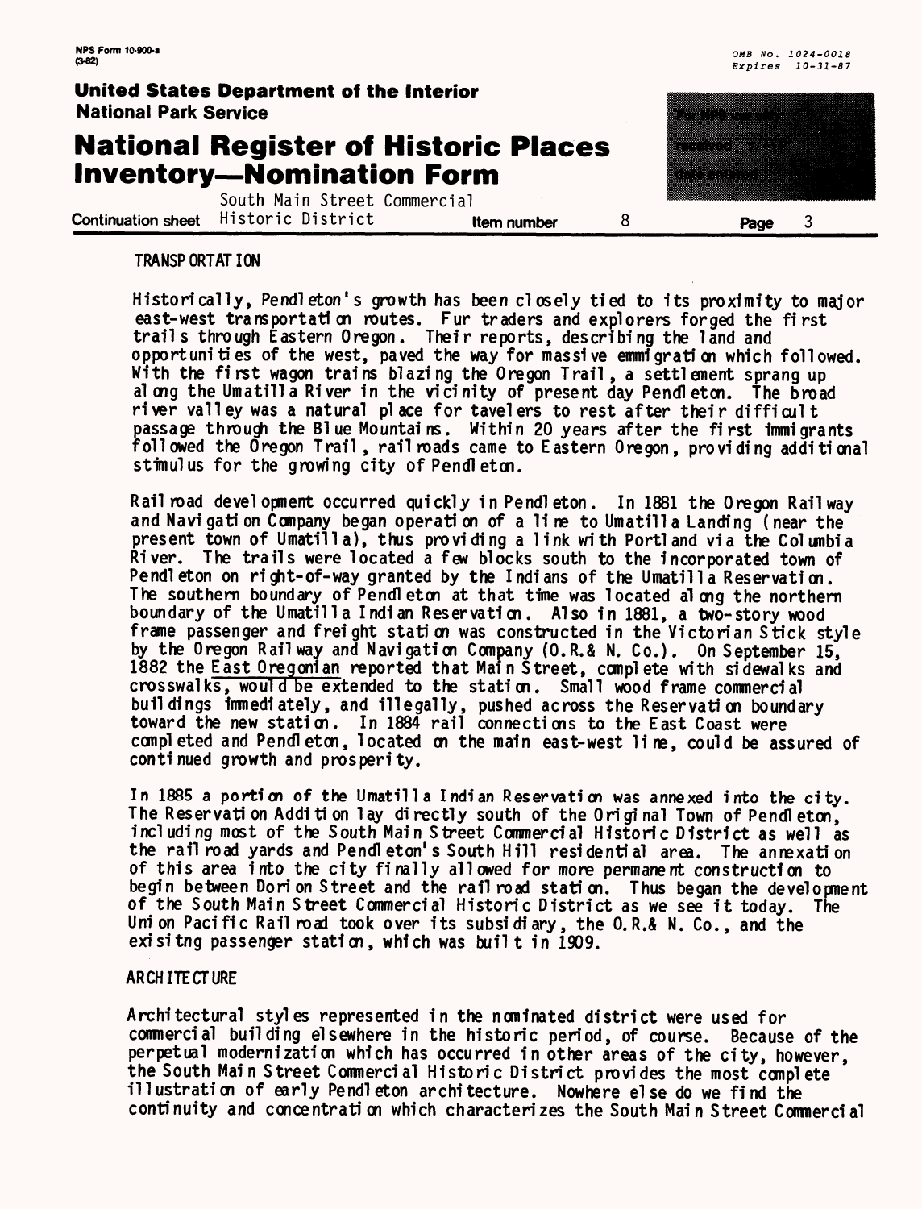## TRANSPORTATION

Historically, Pendleton's growth has been closely tied to its proximity to major east-west transportation routes. Fur traders and explorers forged the first trails through Eastern Oregon. Their reports, describing the land and opportunities of the west, paved the way for massive emmigration which followed. With the first wagon trains blazing the Oregon Trail, a settlement sprang up along the Umatilla River in the vicinity of present day Pendleton. The broad river valley was a natural place for tavelers to rest after their difficult passage through the Blue Mountains. Within 20 years after the first immigrants followed the Oregon Trail, railroads came to Eastern Oregon, providing additional stimulus for the growing city of Pendleton.

Railroad development occurred quickly in Pendleton. In 1881 the Oregon Railway and Navigation Company began operation of a line to Umatilla Landing (near the present town of Umatilla), thus providing a link with Portland via the Columbia River. The trails were located a few blocks south to the incorporated town of Pendleton on right-of-way granted by the Indians of the Umatilla Reservation. The southern boundary of Pendleton at that time was located along the northern boundary of the Umatilla Indian Reservation. Also in 1881, a two-story wood frame passenger and freight station was constructed in the Victorian Stick style by the Oregon Railway and Navigation Company (O.R.& N. Co.). On September 15, 1882 the East Oregonian reported that Main Street, complete with sidewalks and crosswalks, would be extended to the station. Small wood frame commercial buildings immediately, and illegally, pushed across the Reservation boundary toward the new station. In 1884 rail connections to the East Coast were completed and Pendleton, located on the main east-west line, could be assured of continued growth and prosperity.

In 1885 a portion of the Umatilla Indian Reservation was annexed into the city. The Reservation Addition lay directly south of the Original Town of Pendleton, including most of the South Main Street Commercial Historic District as well as the railroad yards and Pendleton's South Hill residential area. The annexation of this area into the city finally allowed for more permanent construction to begin between Dorion Street and the railroad station. Thus began the development of the South Main Street Commercial Historic District as we see it today. The Union Pacific Railroad took over its subsidiary, the O.R.& N. Co., and the exisitng passenger station, which was built in 1909.

## ARCHITECTURE

Architectural styles represented in the nominated district were used for commercial building elsewhere in the historic period, of course. Because of the perpetual modernization which has occurred in other areas of the city, however, the South Main Street Commercial Historic District provides the most complete illustration of early Pendleton architecture. Nowhere else do we find the continuity and concentration which characterizes the South Main Street Commercial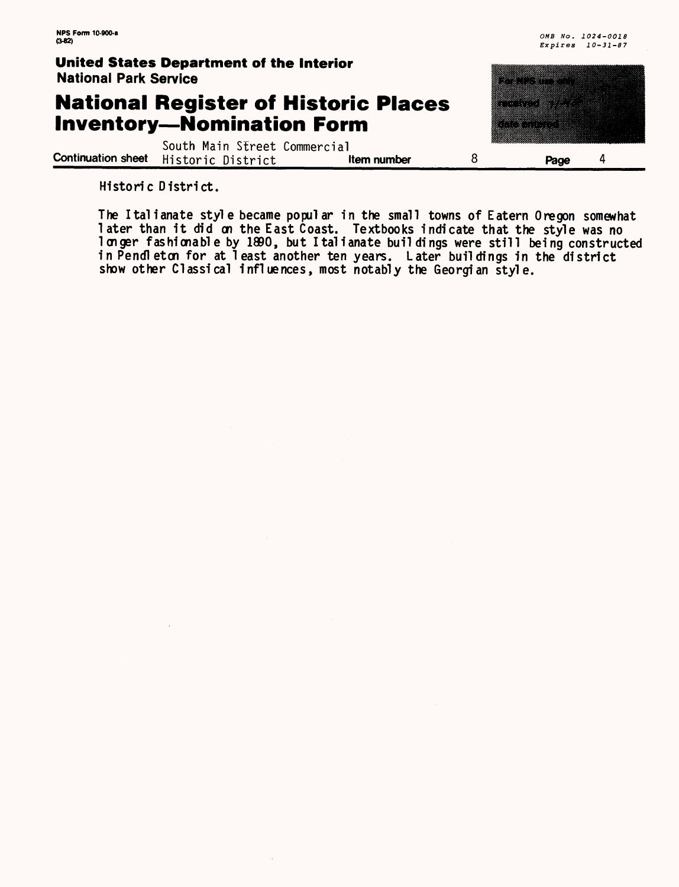Historic District.

The Italianate style became popular in the small towns of Eatern Oregon somewhat later than it did on the East Coast. Textbooks indicate that the style was no longer fashionable by 1890, but Italianate buildings were still being constructed in Pendleton for at least another ten years. Later buildings in the district show other Classical influences, most notably the Georgian style.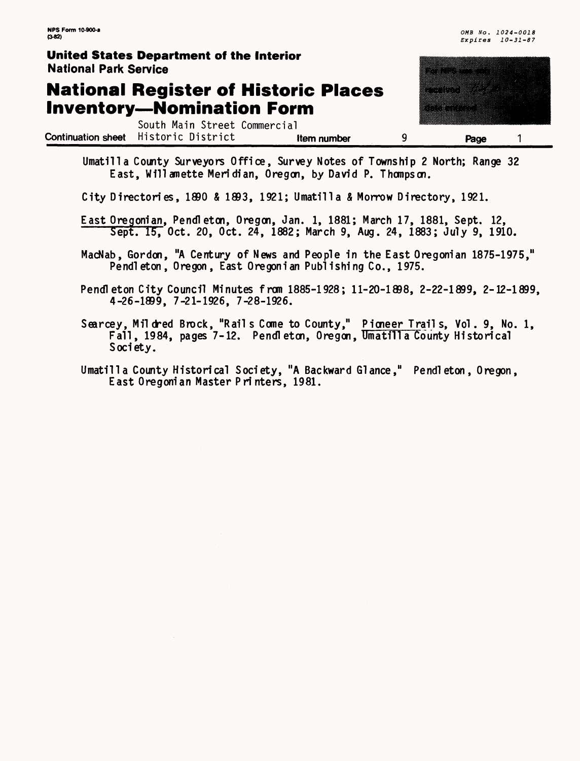South Main Street Commercial Historic District — Item number 9 — Page 1

Umatilla County Surveyors Office, Survey Notes of Township 2 North; Range 32 East, Willamette Meridian, Oregon, by David P. Thompson.

City Directories, 1890 & 1893, 1921; Umatilla & Morrow Directory, 1921.

East Oregonian, Pendleton, Oregon, Jan. 1, 1881; March 17, 1881, Sept. 12, Sept. 15, Oct. 20, Oct. 24, 1882; March 9, Aug. 24, 1883; July 9, 1910.

MacNab, Gordon, "A Century of News and People in the East Oregonian 1875-1975," Pendleton, Oregon, East Oregonian Publishing Co., 1975.

Pendleton City Council Minutes from 1885-1928; 11-20-1898, 2-22-1899, 2-12-1899, 4-26-1899, 7-21-1926, 7-28-1926.

Searcey, Mildred Brock, "Rails Come to County," Pioneer Trails, Vol. 9, No. 1, Fall, 1984, pages 7-12. Pendleton, Oregon, Umatilla County Historical Society.

Umatilla County Historical Society, "A Backward Glance," Pendleton, Oregon, East Oregonian Master Printers, 1981.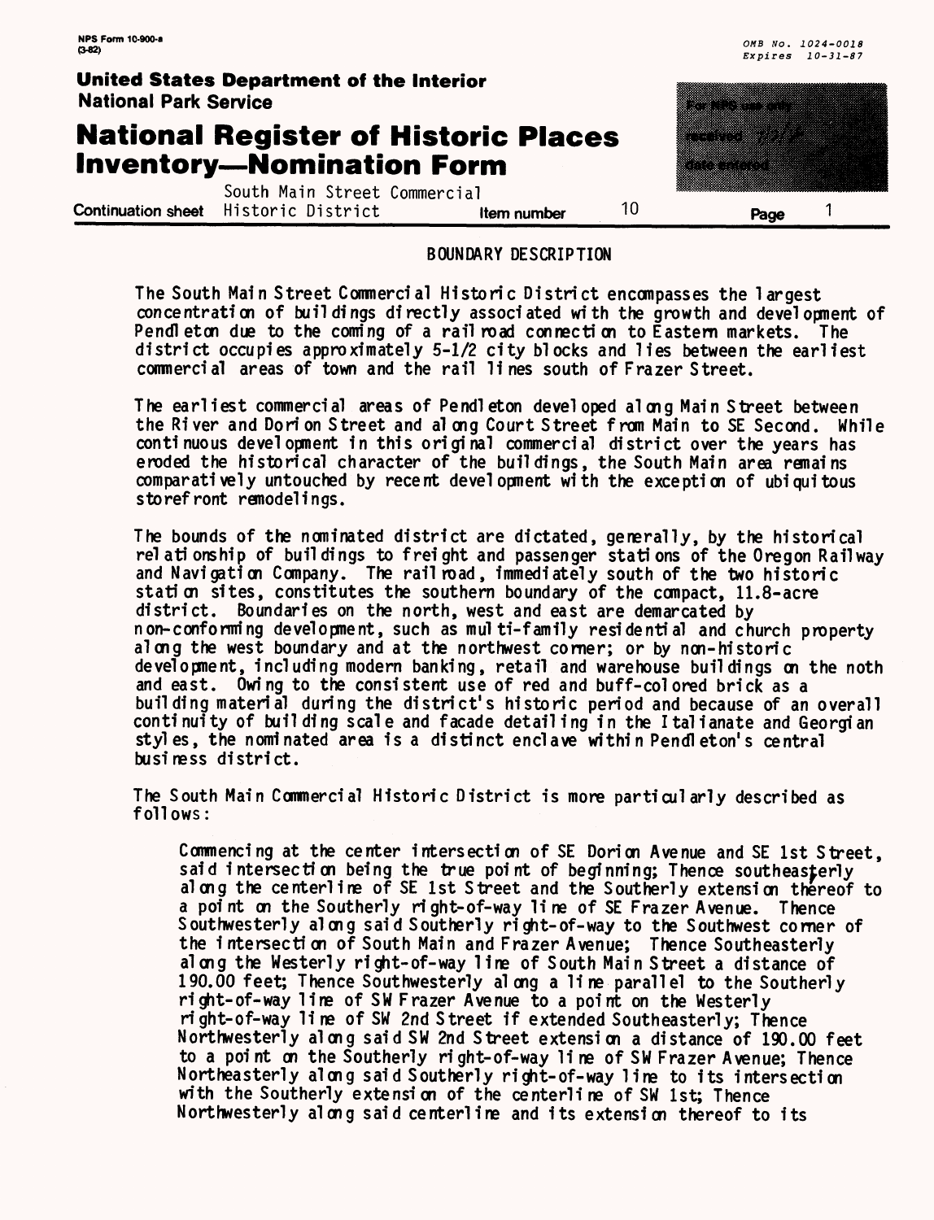## BOUNDARY DESCRIPTION

The South Main Street Commercial Historic District encompasses the largest concentration of buildings directly associated with the growth and development of Pendleton due to the coming of a railroad connection to Eastern markets. The district occupies approximately 5-1/2 city blocks and lies between the earliest commercial areas of town and the rail lines south of Frazer Street.

The earliest commercial areas of Pendleton developed along Main Street between the River and Dorion Street and along Court Street from Main to SE Second. While continuous development in this original commercial district over the years has eroded the historical character of the buildings, the South Main area remains comparatively untouched by recent development with the exception of ubiquitous storefront remodelings.

The bounds of the nominated district are dictated, generally, by the historical relationship of buildings to freight and passenger stations of the Oregon Railway and Navigation Company. The railroad, immediately south of the two historic station sites, constitutes the southern boundary of the compact, 11.8-acre district. Boundaries on the north, west and east are demarcated by non-conforming development, such as multi-family residential and church property along the west boundary and at the northwest corner; or by non-historic development, including modern banking, retail and warehouse buildings on the noth and east. Owing to the consistent use of red and buff-colored brick as a building material during the district's historic period and because of an overall continuity of building scale and facade detailing in the Italianate and Georgian styles, the nominated area is a distinct enclave within Pendleton's central business district.

The South Main Commercial Historic District is more particularly described as follows:

> Commencing at the center intersection of SE Dorion Avenue and SE 1st Street, said intersection being the true point of beginning; Thence southeasterly along the centerline of SE 1st Street and the Southerly extension thereof to a point on the Southerly right-of-way line of SE Frazer Avenue. Thence Southwesterly along said Southerly right-of-way to the Southwest corner of the intersection of South Main and Frazer Avenue; Thence Southeasterly along the Westerly right-of-way line of South Main Street a distance of 190.00 feet; Thence Southwesterly along a line parallel to the Southerly right-of-way line of SW Frazer Avenue to a point on the Westerly right-of-way line of SW 2nd Street if extended Southeasterly; Thence Northwesterly along said SW 2nd Street extension a distance of 190.00 feet to a point on the Southerly right-of-way line of SW Frazer Avenue; Thence Northeasterly along said Southerly right-of-way line to its intersection with the Southerly extension of the centerline of SW 1st; Thence Northwesterly along said centerline and its extension thereof to its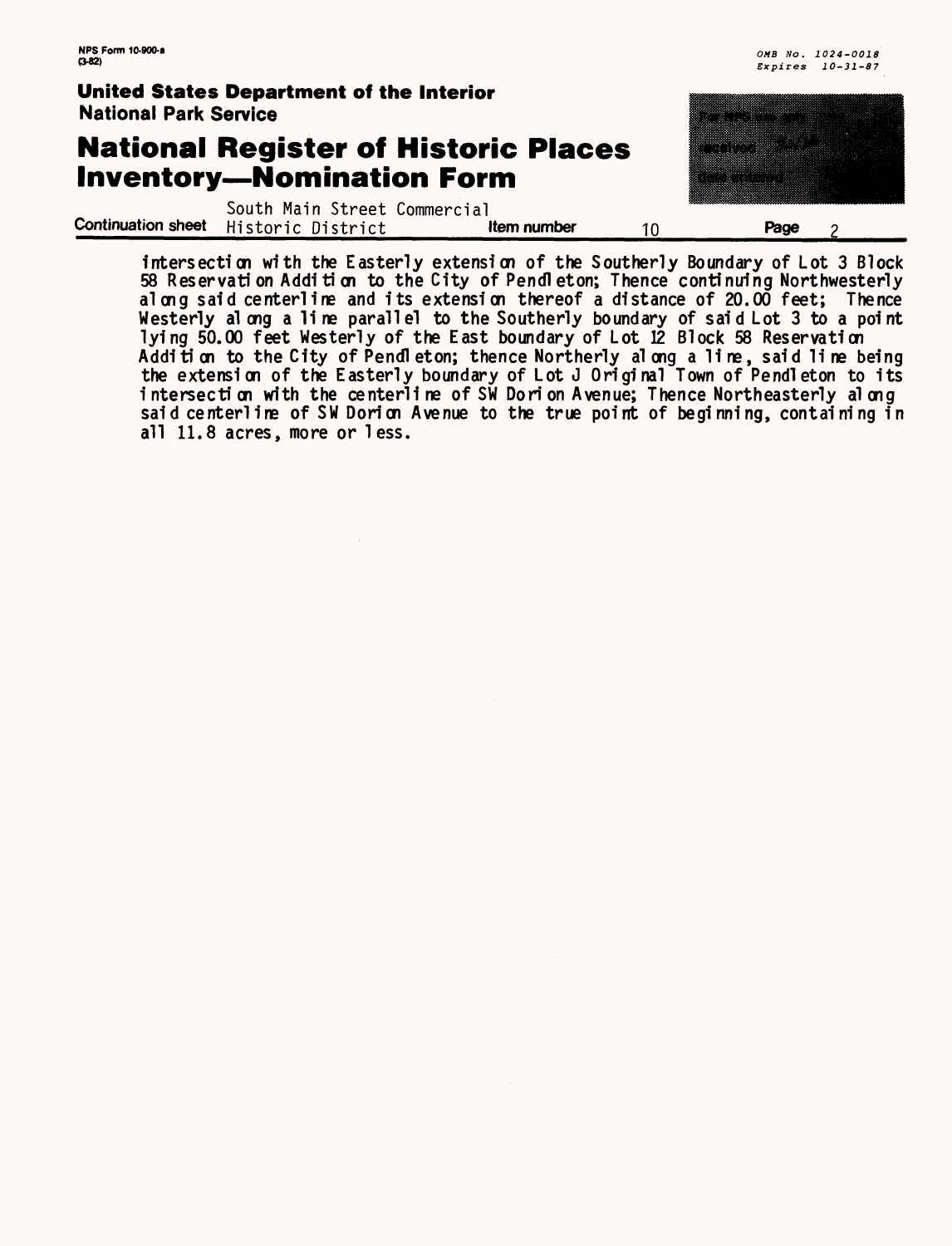intersection with the Easterly extension of the Southerly Boundary of Lot 3 Block 58 Reservation Addition to the City of Pendleton; Thence continuing Northwesterly along said centerline and its extension thereof a distance of 20.00 feet; Thence Westerly along a line parallel to the Southerly boundary of said Lot 3 to a point lying 50.00 feet Westerly of the East boundary of Lot 12 Block 58 Reservation Addition to the City of Pendleton; thence Northerly along a line, said line being the extension of the Easterly boundary of Lot J Original Town of Pendleton to its intersection with the centerline of SW Dorion Avenue; Thence Northeasterly along said centerline of SW Dorion Avenue to the true point of beginning, containing in all 11.8 acres, more or less.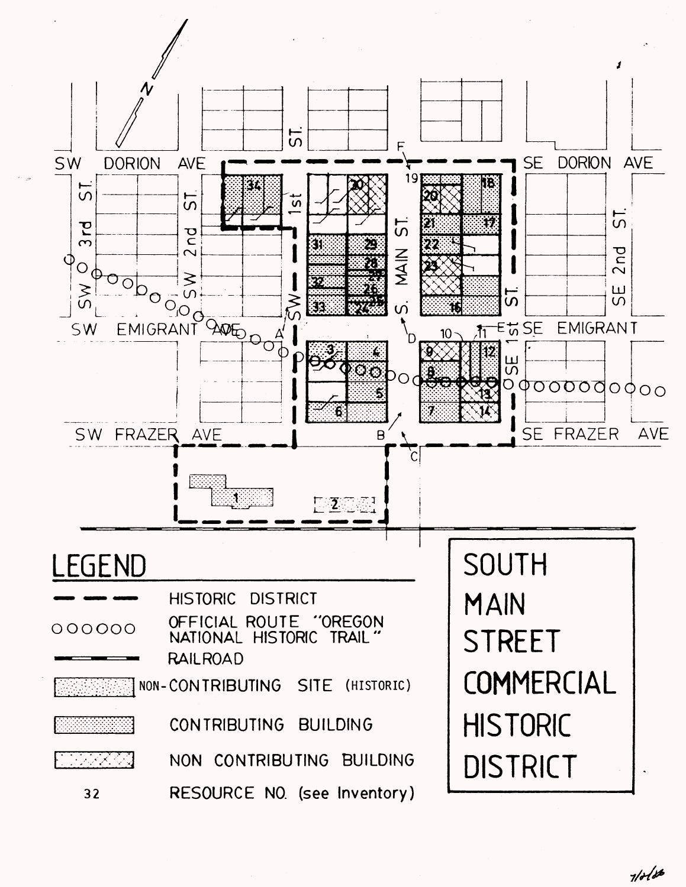# SOUTH MAIN STREET COMMERCIAL HISTORIC DISTRICT

N

SW DORION AVE

SE DORION AVE

SW 3rd ST.

SW 2nd ST.

SW 1st ST.

S. MAIN ST.

SE 1st ST.

SE 2nd ST.

SW EMIGRANT AVE

SE EMIGRANT

SW FRAZER AVE

SE FRAZER AVE

A B C D E F

1 2 3 4 5 6 7 8 9 10 11 12 13 14 16 17 18 19 20 21 22 23 24 25 26 27 28 29 30 31 32 33 34

## LEGEND

HISTORIC DISTRICT

OFFICIAL ROUTE "OREGON NATIONAL HISTORIC TRAIL"

RAILROAD

NON-CONTRIBUTING SITE (HISTORIC)

CONTRIBUTING BUILDING

NON CONTRIBUTING BUILDING

32 RESOURCE NO. (see Inventory)